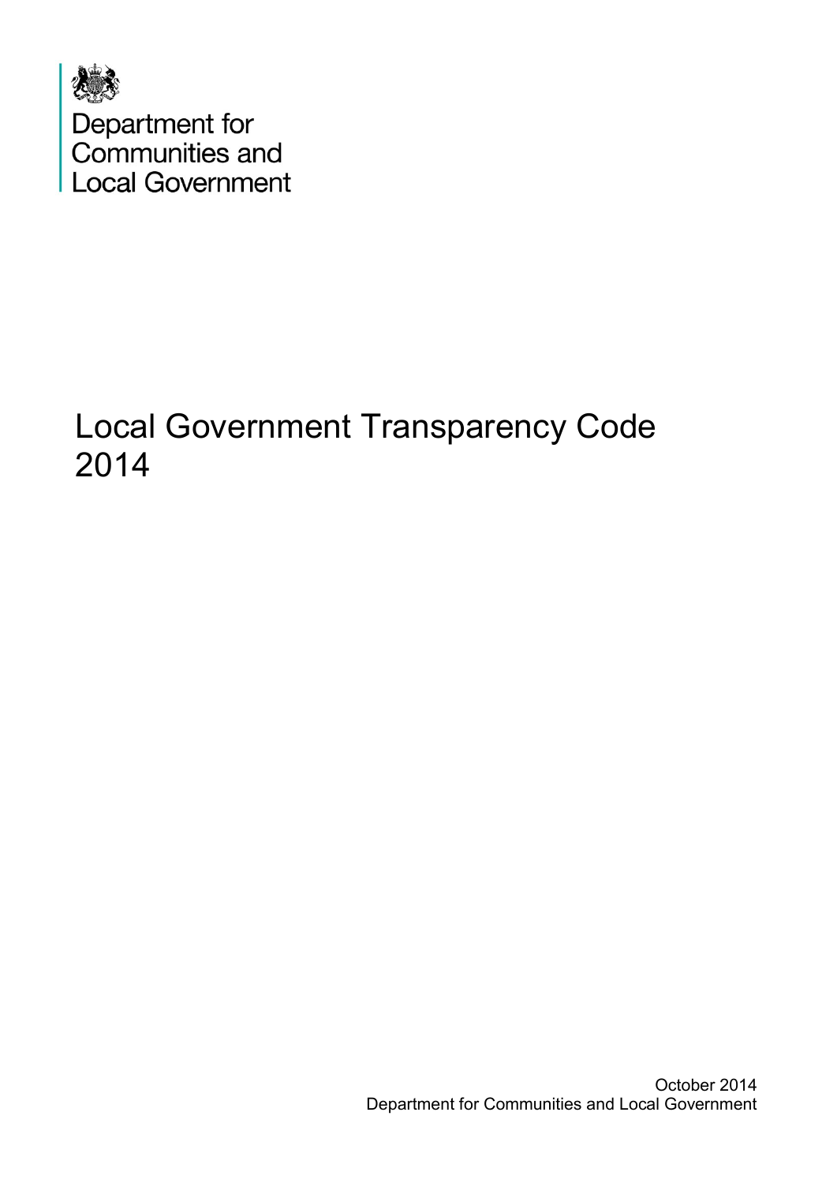Department for Communities and Local Government

# Local Government Transparency Code 2014

October 2014
Department for Communities and Local Government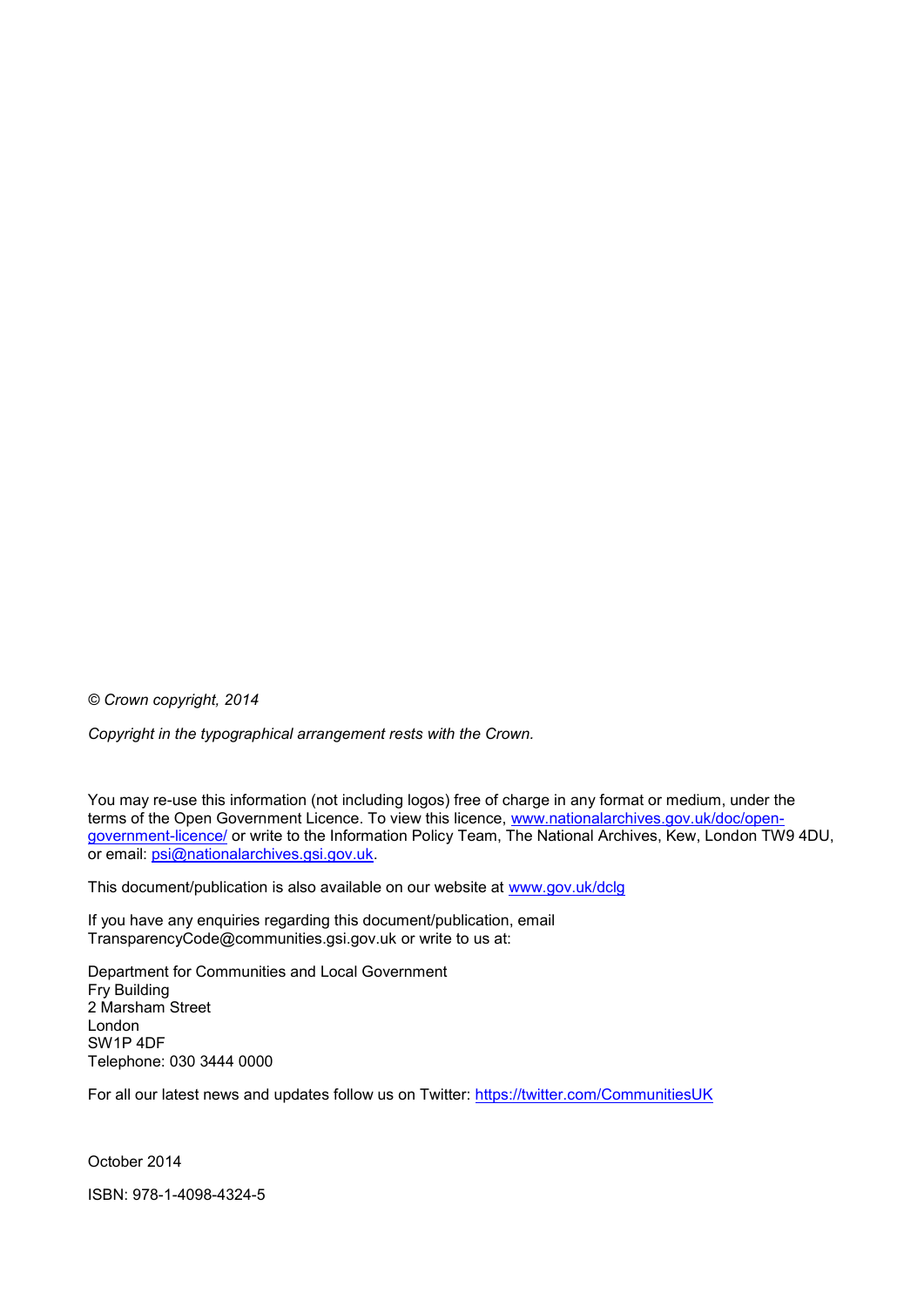*© Crown copyright, 2014*

*Copyright in the typographical arrangement rests with the Crown.*

You may re-use this information (not including logos) free of charge in any format or medium, under the terms of the Open Government Licence. To view this licence, [www.nationalarchives.gov.uk/doc/open-government-licence/](http://www.nationalarchives.gov.uk/doc/open-government-licence/) or write to the Information Policy Team, The National Archives, Kew, London TW9 4DU, or email: [psi@nationalarchives.gsi.gov.uk](mailto:psi@nationalarchives.gsi.gov.uk).

This document/publication is also available on our website at [www.gov.uk/dclg](http://www.gov.uk/dclg)

If you have any enquiries regarding this document/publication, email TransparencyCode@communities.gsi.gov.uk or write to us at:

Department for Communities and Local Government
Fry Building
2 Marsham Street
London
SW1P 4DF
Telephone: 030 3444 0000

For all our latest news and updates follow us on Twitter: [https://twitter.com/CommunitiesUK](https://twitter.com/CommunitiesUK)

October 2014

ISBN: 978-1-4098-4324-5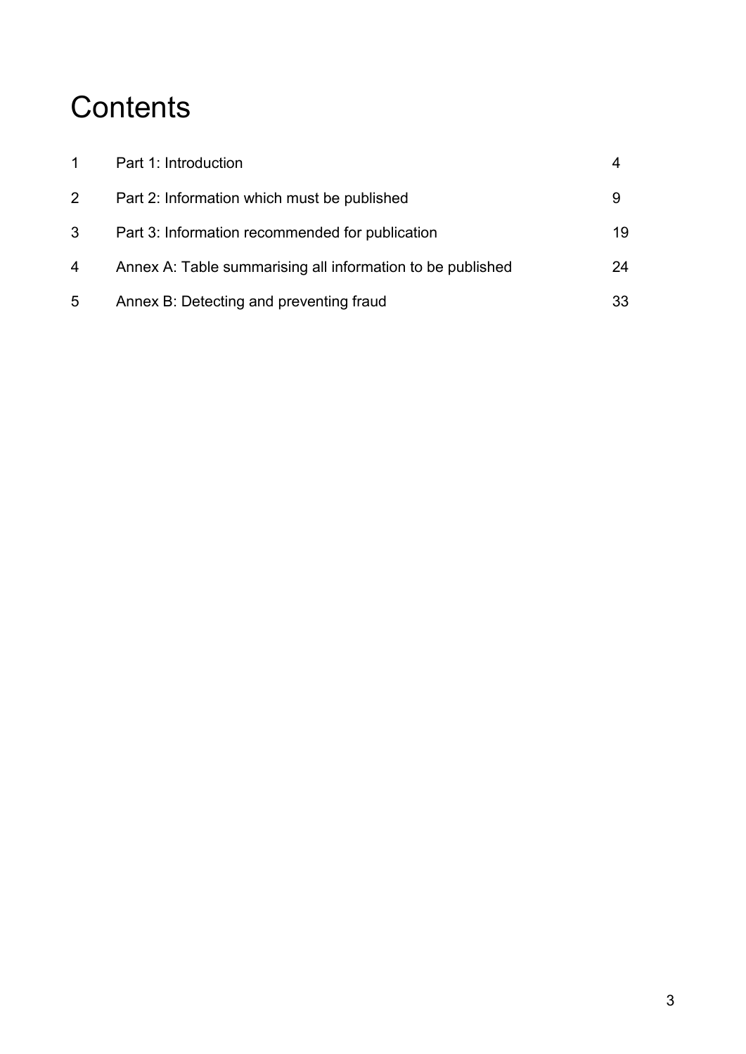# Contents

| | | |
|---|---|---|
| 1 | Part 1: Introduction | 4 |
| 2 | Part 2: Information which must be published | 9 |
| 3 | Part 3: Information recommended for publication | 19 |
| 4 | Annex A: Table summarising all information to be published | 24 |
| 5 | Annex B: Detecting and preventing fraud | 33 |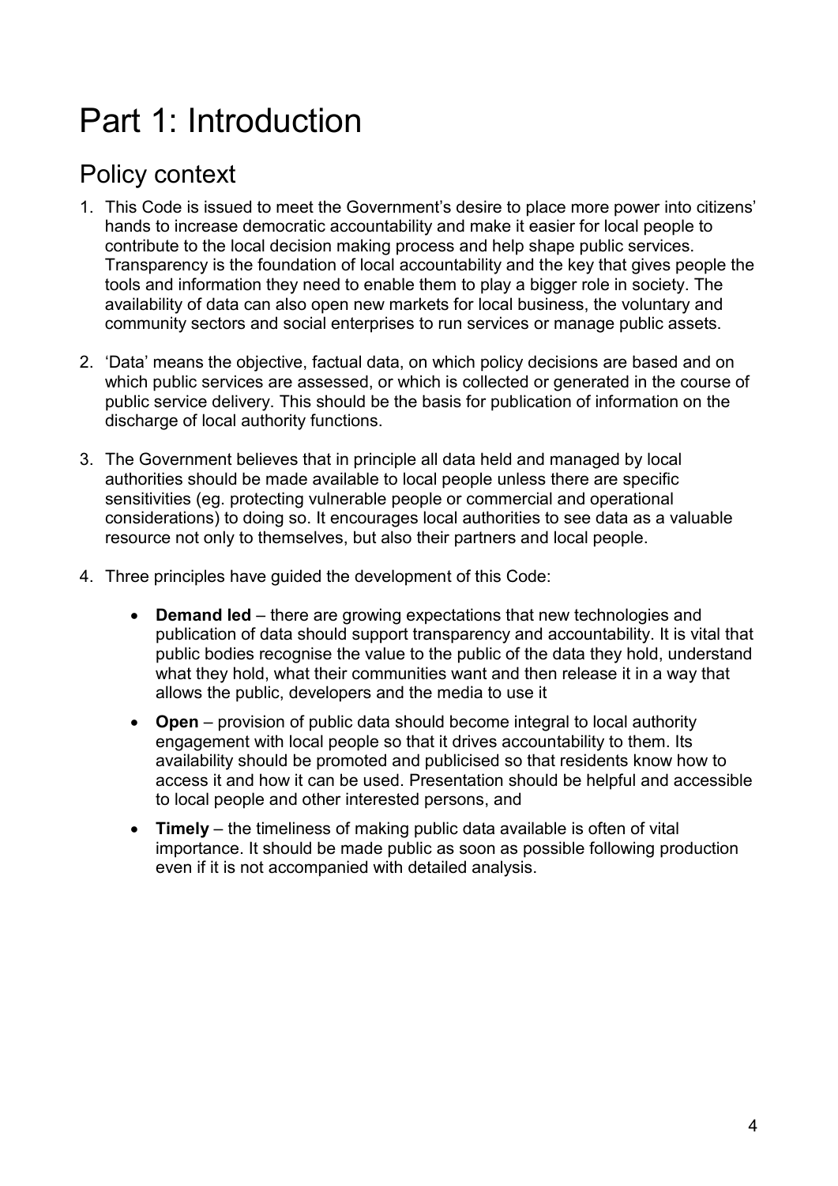# Part 1: Introduction

## Policy context

1. This Code is issued to meet the Government's desire to place more power into citizens' hands to increase democratic accountability and make it easier for local people to contribute to the local decision making process and help shape public services. Transparency is the foundation of local accountability and the key that gives people the tools and information they need to enable them to play a bigger role in society. The availability of data can also open new markets for local business, the voluntary and community sectors and social enterprises to run services or manage public assets.

2. 'Data' means the objective, factual data, on which policy decisions are based and on which public services are assessed, or which is collected or generated in the course of public service delivery. This should be the basis for publication of information on the discharge of local authority functions.

3. The Government believes that in principle all data held and managed by local authorities should be made available to local people unless there are specific sensitivities (eg. protecting vulnerable people or commercial and operational considerations) to doing so. It encourages local authorities to see data as a valuable resource not only to themselves, but also their partners and local people.

4. Three principles have guided the development of this Code:

    - **Demand led** – there are growing expectations that new technologies and publication of data should support transparency and accountability. It is vital that public bodies recognise the value to the public of the data they hold, understand what they hold, what their communities want and then release it in a way that allows the public, developers and the media to use it

    - **Open** – provision of public data should become integral to local authority engagement with local people so that it drives accountability to them. Its availability should be promoted and publicised so that residents know how to access it and how it can be used. Presentation should be helpful and accessible to local people and other interested persons, and

    - **Timely** – the timeliness of making public data available is often of vital importance. It should be made public as soon as possible following production even if it is not accompanied with detailed analysis.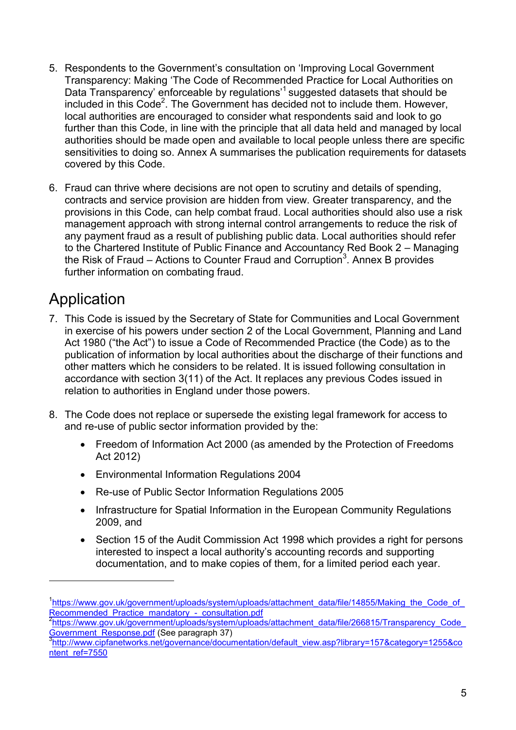5. Respondents to the Government's consultation on 'Improving Local Government Transparency: Making 'The Code of Recommended Practice for Local Authorities on Data Transparency' enforceable by regulations'[1] suggested datasets that should be included in this Code[2]. The Government has decided not to include them. However, local authorities are encouraged to consider what respondents said and look to go further than this Code, in line with the principle that all data held and managed by local authorities should be made open and available to local people unless there are specific sensitivities to doing so. Annex A summarises the publication requirements for datasets covered by this Code.

6. Fraud can thrive where decisions are not open to scrutiny and details of spending, contracts and service provision are hidden from view. Greater transparency, and the provisions in this Code, can help combat fraud. Local authorities should also use a risk management approach with strong internal control arrangements to reduce the risk of any payment fraud as a result of publishing public data. Local authorities should refer to the Chartered Institute of Public Finance and Accountancy Red Book 2 – Managing the Risk of Fraud – Actions to Counter Fraud and Corruption[3]. Annex B provides further information on combating fraud.

## Application

7. This Code is issued by the Secretary of State for Communities and Local Government in exercise of his powers under section 2 of the Local Government, Planning and Land Act 1980 ("the Act") to issue a Code of Recommended Practice (the Code) as to the publication of information by local authorities about the discharge of their functions and other matters which he considers to be related. It is issued following consultation in accordance with section 3(11) of the Act. It replaces any previous Codes issued in relation to authorities in England under those powers.

8. The Code does not replace or supersede the existing legal framework for access to and re-use of public sector information provided by the:

    - Freedom of Information Act 2000 (as amended by the Protection of Freedoms Act 2012)
    - Environmental Information Regulations 2004
    - Re-use of Public Sector Information Regulations 2005
    - Infrastructure for Spatial Information in the European Community Regulations 2009, and
    - Section 15 of the Audit Commission Act 1998 which provides a right for persons interested to inspect a local authority's accounting records and supporting documentation, and to make copies of them, for a limited period each year.

---

[1] https://www.gov.uk/government/uploads/system/uploads/attachment_data/file/14855/Making_the_Code_of_Recommended_Practice_mandatory_-_consultation.pdf

[2] https://www.gov.uk/government/uploads/system/uploads/attachment_data/file/266815/Transparency_Code_Government_Response.pdf (See paragraph 37)

[3] http://www.cipfanetworks.net/governance/documentation/default_view.asp?library=157&category=1255&content_ref=7550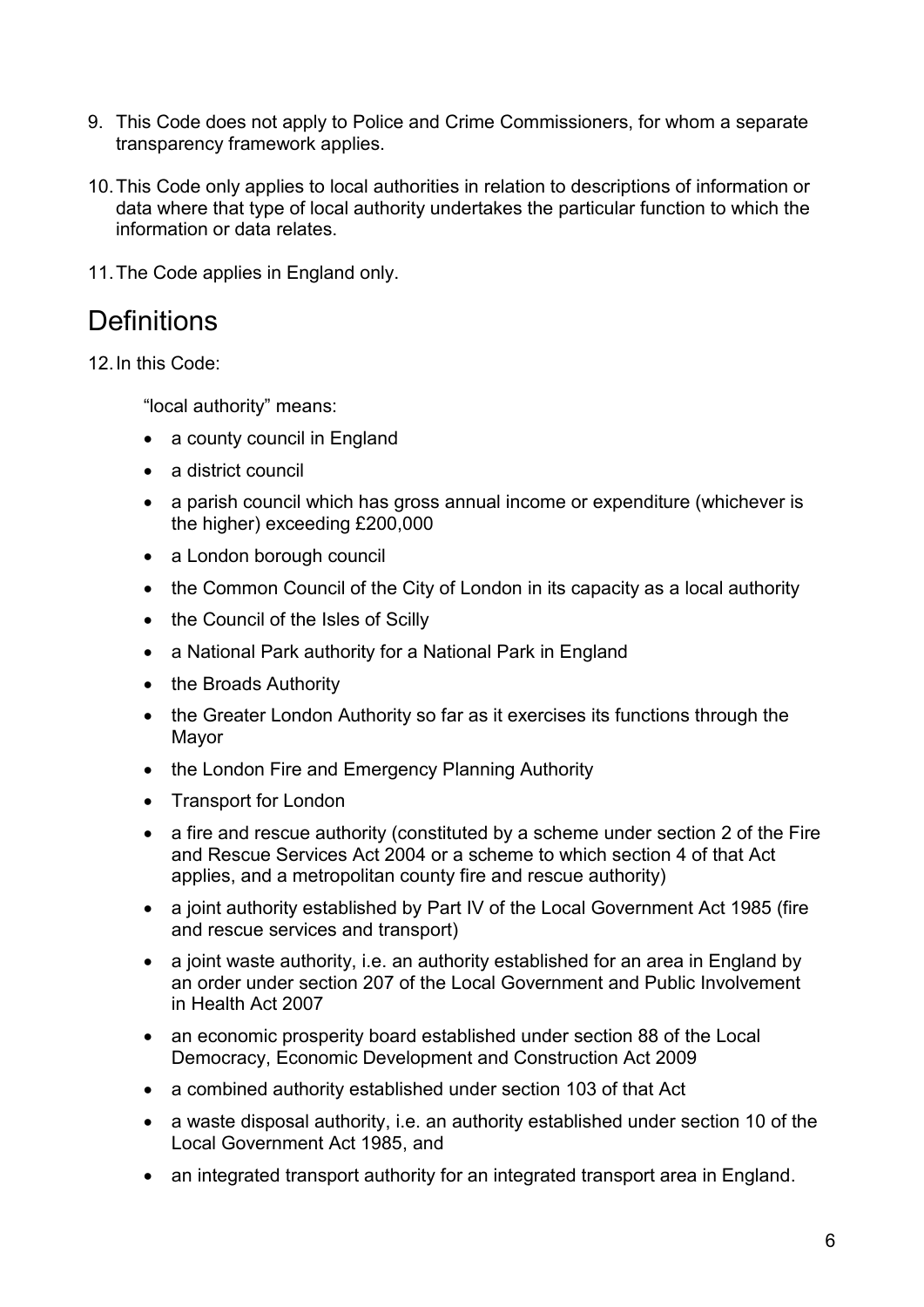9. This Code does not apply to Police and Crime Commissioners, for whom a separate transparency framework applies.

10. This Code only applies to local authorities in relation to descriptions of information or data where that type of local authority undertakes the particular function to which the information or data relates.

11. The Code applies in England only.

## Definitions

12. In this Code:

"local authority" means:

- a county council in England
- a district council
- a parish council which has gross annual income or expenditure (whichever is the higher) exceeding £200,000
- a London borough council
- the Common Council of the City of London in its capacity as a local authority
- the Council of the Isles of Scilly
- a National Park authority for a National Park in England
- the Broads Authority
- the Greater London Authority so far as it exercises its functions through the Mayor
- the London Fire and Emergency Planning Authority
- Transport for London
- a fire and rescue authority (constituted by a scheme under section 2 of the Fire and Rescue Services Act 2004 or a scheme to which section 4 of that Act applies, and a metropolitan county fire and rescue authority)
- a joint authority established by Part IV of the Local Government Act 1985 (fire and rescue services and transport)
- a joint waste authority, i.e. an authority established for an area in England by an order under section 207 of the Local Government and Public Involvement in Health Act 2007
- an economic prosperity board established under section 88 of the Local Democracy, Economic Development and Construction Act 2009
- a combined authority established under section 103 of that Act
- a waste disposal authority, i.e. an authority established under section 10 of the Local Government Act 1985, and
- an integrated transport authority for an integrated transport area in England.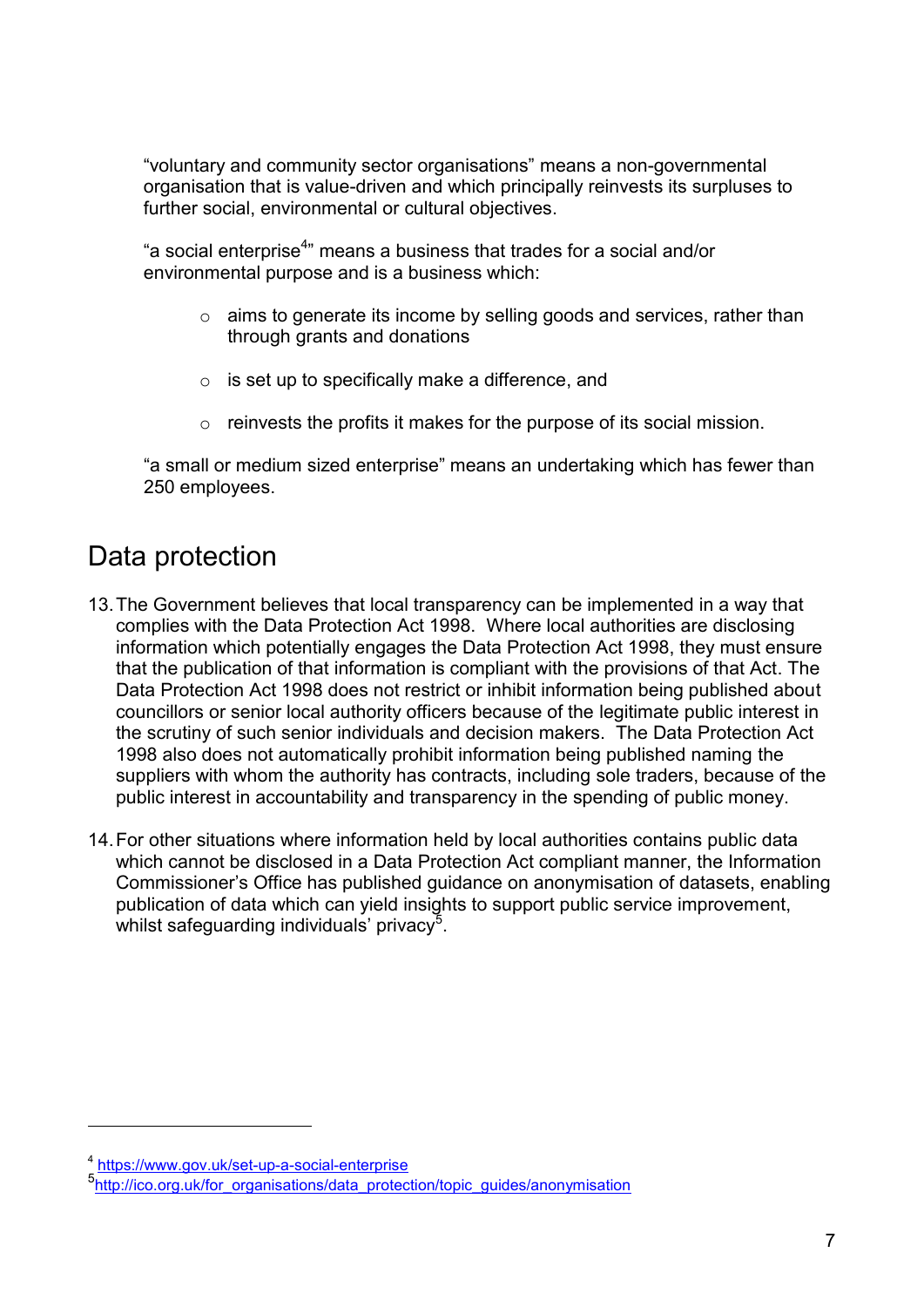"voluntary and community sector organisations" means a non-governmental organisation that is value-driven and which principally reinvests its surpluses to further social, environmental or cultural objectives.

"a social enterprise[4]" means a business that trades for a social and/or environmental purpose and is a business which:

- aims to generate its income by selling goods and services, rather than through grants and donations
- is set up to specifically make a difference, and
- reinvests the profits it makes for the purpose of its social mission.

"a small or medium sized enterprise" means an undertaking which has fewer than 250 employees.

## Data protection

13. The Government believes that local transparency can be implemented in a way that complies with the Data Protection Act 1998. Where local authorities are disclosing information which potentially engages the Data Protection Act 1998, they must ensure that the publication of that information is compliant with the provisions of that Act. The Data Protection Act 1998 does not restrict or inhibit information being published about councillors or senior local authority officers because of the legitimate public interest in the scrutiny of such senior individuals and decision makers. The Data Protection Act 1998 also does not automatically prohibit information being published naming the suppliers with whom the authority has contracts, including sole traders, because of the public interest in accountability and transparency in the spending of public money.

14. For other situations where information held by local authorities contains public data which cannot be disclosed in a Data Protection Act compliant manner, the Information Commissioner's Office has published guidance on anonymisation of datasets, enabling publication of data which can yield insights to support public service improvement, whilst safeguarding individuals' privacy[5].

---

[4] https://www.gov.uk/set-up-a-social-enterprise

[5] http://ico.org.uk/for_organisations/data_protection/topic_guides/anonymisation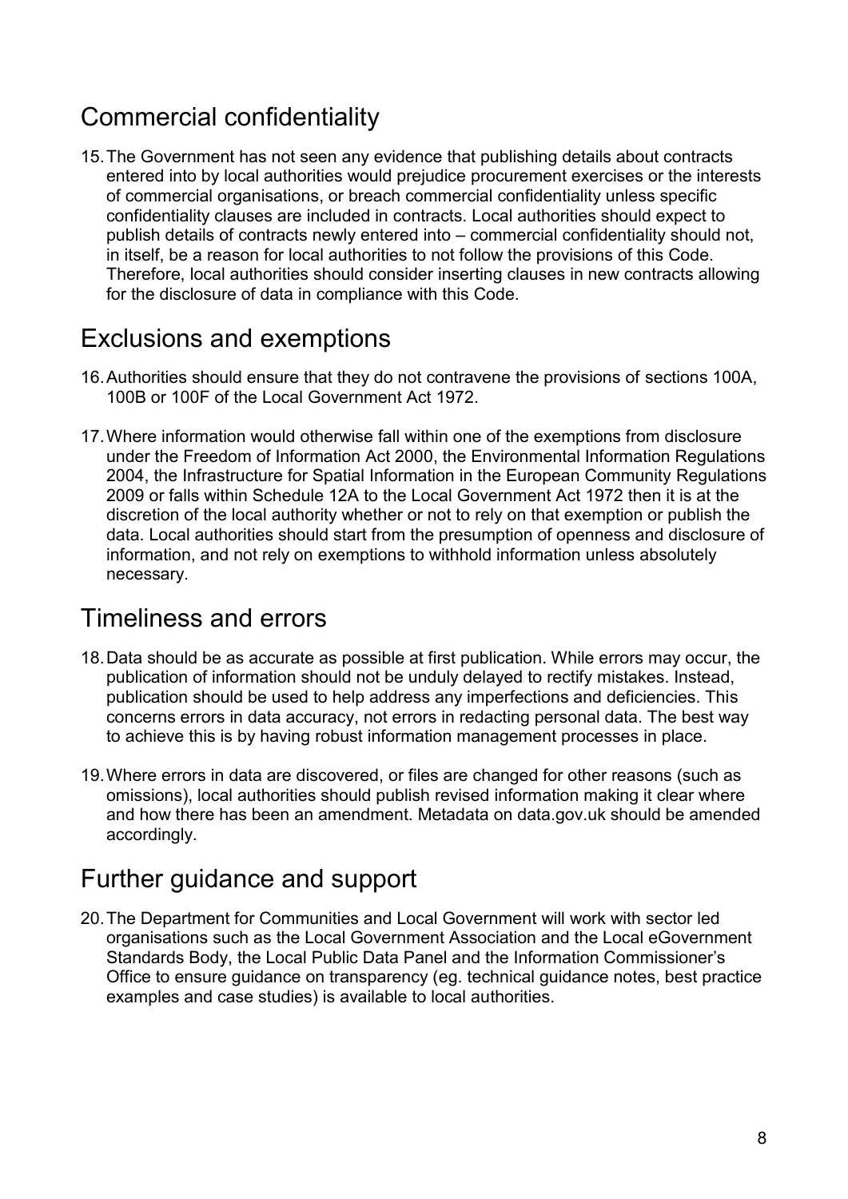## Commercial confidentiality

15. The Government has not seen any evidence that publishing details about contracts entered into by local authorities would prejudice procurement exercises or the interests of commercial organisations, or breach commercial confidentiality unless specific confidentiality clauses are included in contracts. Local authorities should expect to publish details of contracts newly entered into – commercial confidentiality should not, in itself, be a reason for local authorities to not follow the provisions of this Code. Therefore, local authorities should consider inserting clauses in new contracts allowing for the disclosure of data in compliance with this Code.

## Exclusions and exemptions

16. Authorities should ensure that they do not contravene the provisions of sections 100A, 100B or 100F of the Local Government Act 1972.

17. Where information would otherwise fall within one of the exemptions from disclosure under the Freedom of Information Act 2000, the Environmental Information Regulations 2004, the Infrastructure for Spatial Information in the European Community Regulations 2009 or falls within Schedule 12A to the Local Government Act 1972 then it is at the discretion of the local authority whether or not to rely on that exemption or publish the data. Local authorities should start from the presumption of openness and disclosure of information, and not rely on exemptions to withhold information unless absolutely necessary.

## Timeliness and errors

18. Data should be as accurate as possible at first publication. While errors may occur, the publication of information should not be unduly delayed to rectify mistakes. Instead, publication should be used to help address any imperfections and deficiencies. This concerns errors in data accuracy, not errors in redacting personal data. The best way to achieve this is by having robust information management processes in place.

19. Where errors in data are discovered, or files are changed for other reasons (such as omissions), local authorities should publish revised information making it clear where and how there has been an amendment. Metadata on data.gov.uk should be amended accordingly.

## Further guidance and support

20. The Department for Communities and Local Government will work with sector led organisations such as the Local Government Association and the Local eGovernment Standards Body, the Local Public Data Panel and the Information Commissioner's Office to ensure guidance on transparency (eg. technical guidance notes, best practice examples and case studies) is available to local authorities.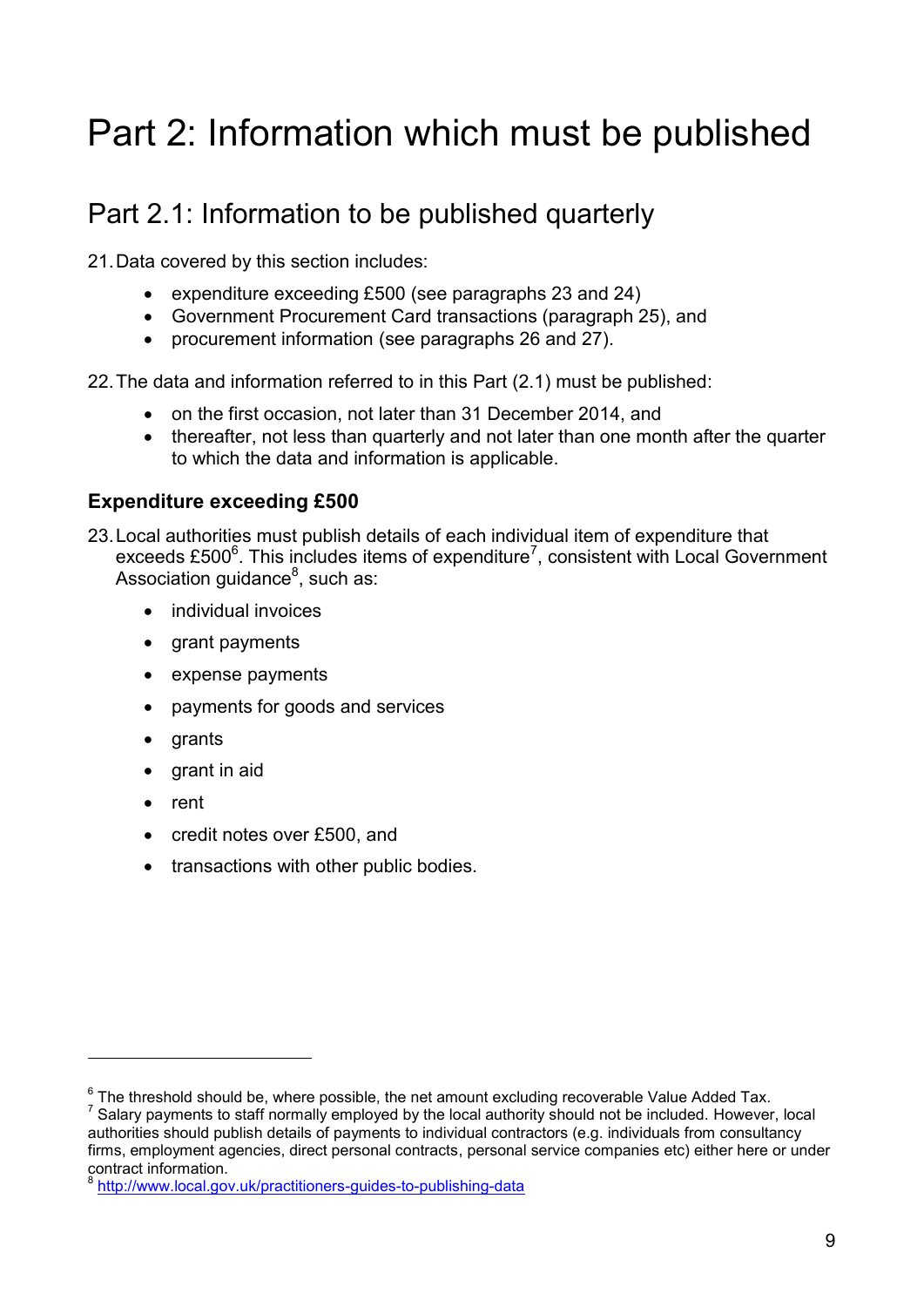# Part 2: Information which must be published

## Part 2.1: Information to be published quarterly

21. Data covered by this section includes:

   - expenditure exceeding £500 (see paragraphs 23 and 24)
   - Government Procurement Card transactions (paragraph 25), and
   - procurement information (see paragraphs 26 and 27).

22. The data and information referred to in this Part (2.1) must be published:

   - on the first occasion, not later than 31 December 2014, and
   - thereafter, not less than quarterly and not later than one month after the quarter to which the data and information is applicable.

### Expenditure exceeding £500

23. Local authorities must publish details of each individual item of expenditure that exceeds £500[6]. This includes items of expenditure[7], consistent with Local Government Association guidance[8], such as:

   - individual invoices
   - grant payments
   - expense payments
   - payments for goods and services
   - grants
   - grant in aid
   - rent
   - credit notes over £500, and
   - transactions with other public bodies.

---

[6] The threshold should be, where possible, the net amount excluding recoverable Value Added Tax.

[7] Salary payments to staff normally employed by the local authority should not be included. However, local authorities should publish details of payments to individual contractors (e.g. individuals from consultancy firms, employment agencies, direct personal contracts, personal service companies etc) either here or under contract information.

[8] http://www.local.gov.uk/practitioners-guides-to-publishing-data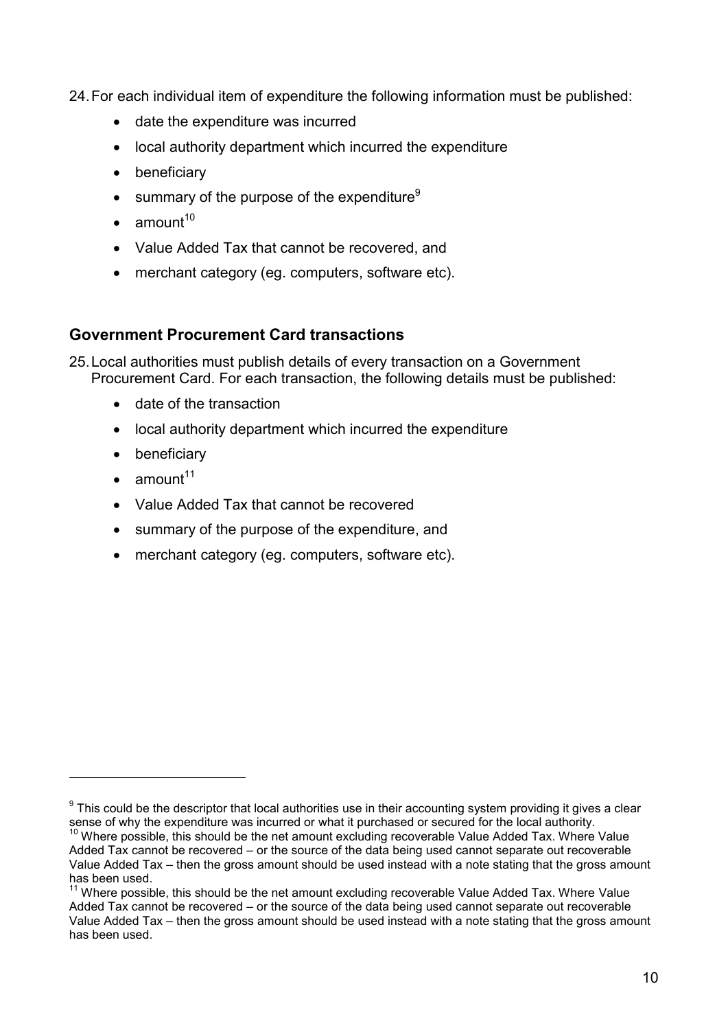24. For each individual item of expenditure the following information must be published:

    - date the expenditure was incurred
    - local authority department which incurred the expenditure
    - beneficiary
    - summary of the purpose of the expenditure[9]
    - amount[10]
    - Value Added Tax that cannot be recovered, and
    - merchant category (eg. computers, software etc).

## Government Procurement Card transactions

25. Local authorities must publish details of every transaction on a Government Procurement Card. For each transaction, the following details must be published:

    - date of the transaction
    - local authority department which incurred the expenditure
    - beneficiary
    - amount[11]
    - Value Added Tax that cannot be recovered
    - summary of the purpose of the expenditure, and
    - merchant category (eg. computers, software etc).

---

[9] This could be the descriptor that local authorities use in their accounting system providing it gives a clear sense of why the expenditure was incurred or what it purchased or secured for the local authority.

[10] Where possible, this should be the net amount excluding recoverable Value Added Tax. Where Value Added Tax cannot be recovered – or the source of the data being used cannot separate out recoverable Value Added Tax – then the gross amount should be used instead with a note stating that the gross amount has been used.

[11] Where possible, this should be the net amount excluding recoverable Value Added Tax. Where Value Added Tax cannot be recovered – or the source of the data being used cannot separate out recoverable Value Added Tax – then the gross amount should be used instead with a note stating that the gross amount has been used.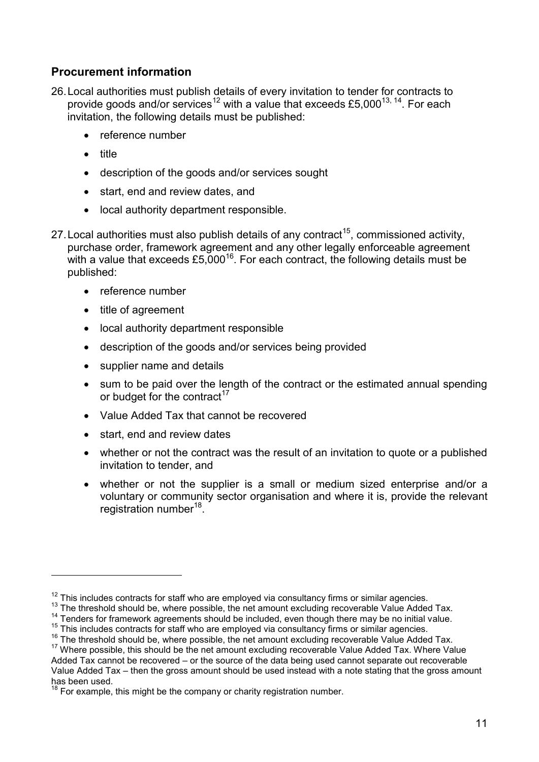## Procurement information

26. Local authorities must publish details of every invitation to tender for contracts to provide goods and/or services[12] with a value that exceeds £5,000[13, 14]. For each invitation, the following details must be published:

    - reference number
    - title
    - description of the goods and/or services sought
    - start, end and review dates, and
    - local authority department responsible.

27. Local authorities must also publish details of any contract[15], commissioned activity, purchase order, framework agreement and any other legally enforceable agreement with a value that exceeds £5,000[16]. For each contract, the following details must be published:

    - reference number
    - title of agreement
    - local authority department responsible
    - description of the goods and/or services being provided
    - supplier name and details
    - sum to be paid over the length of the contract or the estimated annual spending or budget for the contract[17]
    - Value Added Tax that cannot be recovered
    - start, end and review dates
    - whether or not the contract was the result of an invitation to quote or a published invitation to tender, and
    - whether or not the supplier is a small or medium sized enterprise and/or a voluntary or community sector organisation and where it is, provide the relevant registration number[18].

---

[12] This includes contracts for staff who are employed via consultancy firms or similar agencies.

[13] The threshold should be, where possible, the net amount excluding recoverable Value Added Tax.

[14] Tenders for framework agreements should be included, even though there may be no initial value.

[15] This includes contracts for staff who are employed via consultancy firms or similar agencies.

[16] The threshold should be, where possible, the net amount excluding recoverable Value Added Tax.

[17] Where possible, this should be the net amount excluding recoverable Value Added Tax. Where Value Added Tax cannot be recovered – or the source of the data being used cannot separate out recoverable Value Added Tax – then the gross amount should be used instead with a note stating that the gross amount has been used.

[18] For example, this might be the company or charity registration number.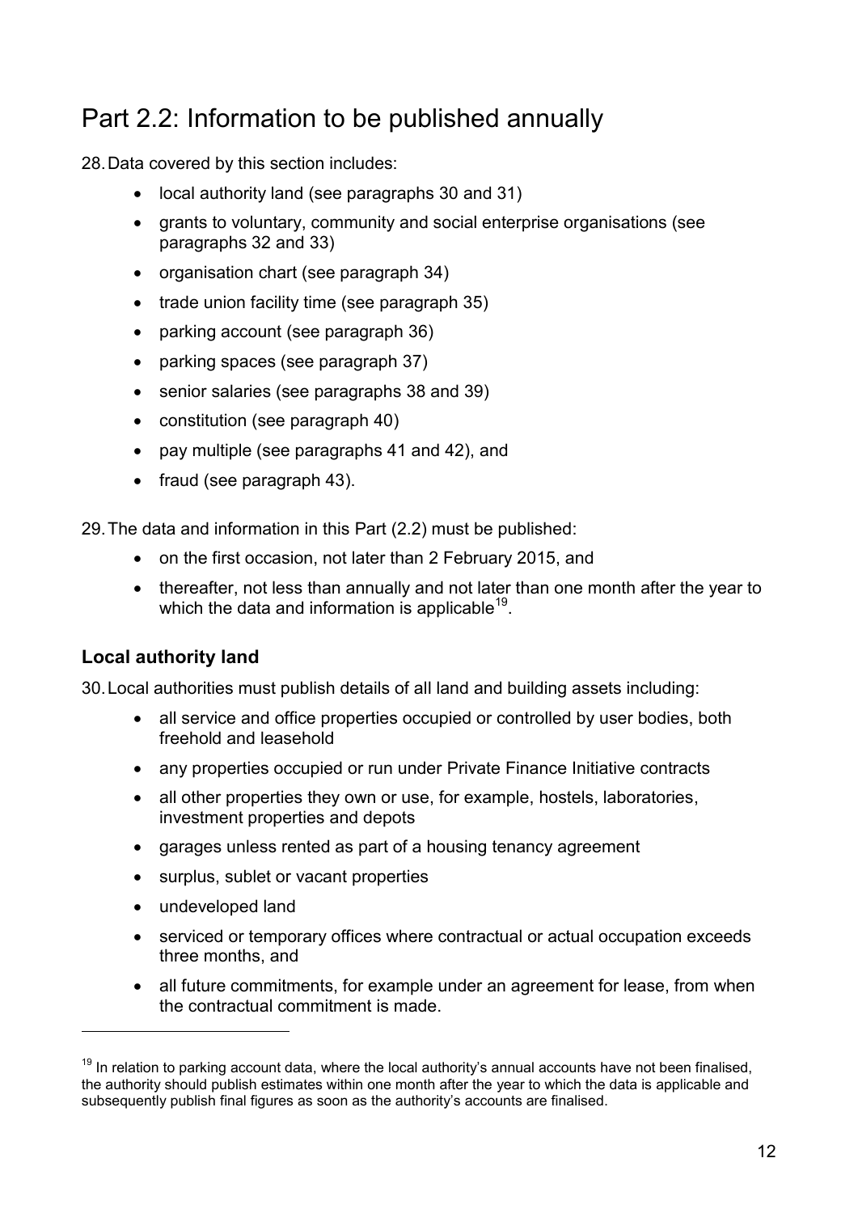## Part 2.2: Information to be published annually

28. Data covered by this section includes:

    - local authority land (see paragraphs 30 and 31)
    - grants to voluntary, community and social enterprise organisations (see paragraphs 32 and 33)
    - organisation chart (see paragraph 34)
    - trade union facility time (see paragraph 35)
    - parking account (see paragraph 36)
    - parking spaces (see paragraph 37)
    - senior salaries (see paragraphs 38 and 39)
    - constitution (see paragraph 40)
    - pay multiple (see paragraphs 41 and 42), and
    - fraud (see paragraph 43).

29. The data and information in this Part (2.2) must be published:

    - on the first occasion, not later than 2 February 2015, and
    - thereafter, not less than annually and not later than one month after the year to which the data and information is applicable[19].

### Local authority land

30. Local authorities must publish details of all land and building assets including:

    - all service and office properties occupied or controlled by user bodies, both freehold and leasehold
    - any properties occupied or run under Private Finance Initiative contracts
    - all other properties they own or use, for example, hostels, laboratories, investment properties and depots
    - garages unless rented as part of a housing tenancy agreement
    - surplus, sublet or vacant properties
    - undeveloped land
    - serviced or temporary offices where contractual or actual occupation exceeds three months, and
    - all future commitments, for example under an agreement for lease, from when the contractual commitment is made.

---

[19] In relation to parking account data, where the local authority's annual accounts have not been finalised, the authority should publish estimates within one month after the year to which the data is applicable and subsequently publish final figures as soon as the authority's accounts are finalised.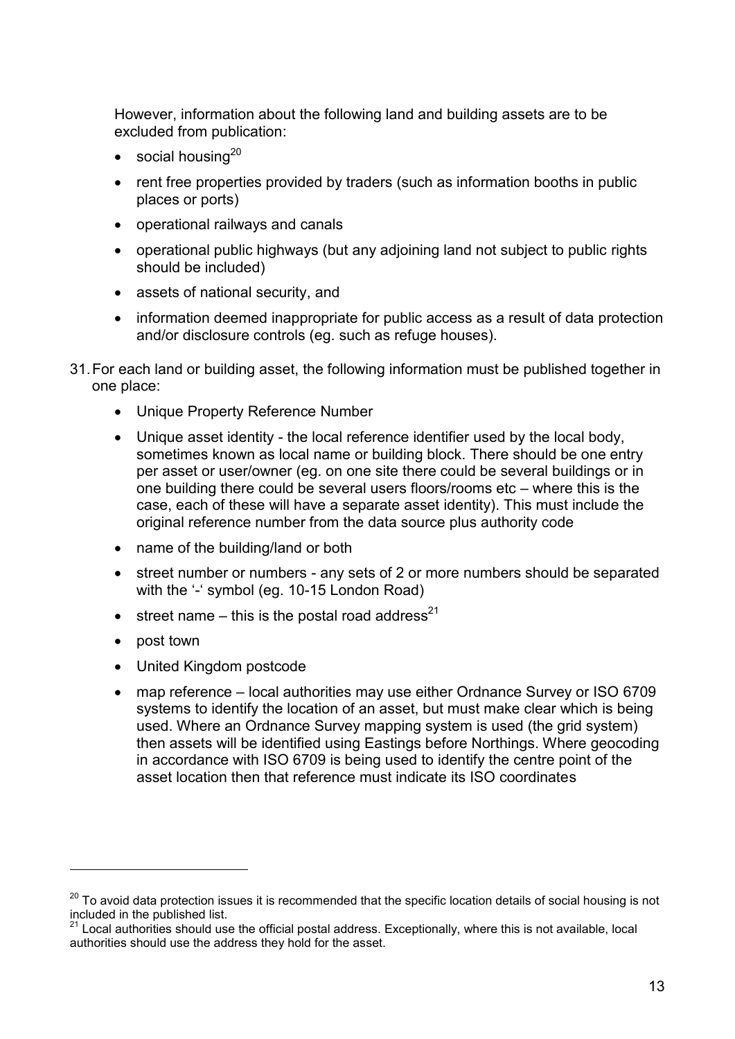However, information about the following land and building assets are to be excluded from publication:

- social housing[20]
- rent free properties provided by traders (such as information booths in public places or ports)
- operational railways and canals
- operational public highways (but any adjoining land not subject to public rights should be included)
- assets of national security, and
- information deemed inappropriate for public access as a result of data protection and/or disclosure controls (eg. such as refuge houses).

31. For each land or building asset, the following information must be published together in one place:

    - Unique Property Reference Number
    - Unique asset identity - the local reference identifier used by the local body, sometimes known as local name or building block. There should be one entry per asset or user/owner (eg. on one site there could be several buildings or in one building there could be several users floors/rooms etc – where this is the case, each of these will have a separate asset identity). This must include the original reference number from the data source plus authority code
    - name of the building/land or both
    - street number or numbers - any sets of 2 or more numbers should be separated with the '-' symbol (eg. 10-15 London Road)
    - street name – this is the postal road address[21]
    - post town
    - United Kingdom postcode
    - map reference – local authorities may use either Ordnance Survey or ISO 6709 systems to identify the location of an asset, but must make clear which is being used. Where an Ordnance Survey mapping system is used (the grid system) then assets will be identified using Eastings before Northings. Where geocoding in accordance with ISO 6709 is being used to identify the centre point of the asset location then that reference must indicate its ISO coordinates

---

[20] To avoid data protection issues it is recommended that the specific location details of social housing is not included in the published list.

[21] Local authorities should use the official postal address. Exceptionally, where this is not available, local authorities should use the address they hold for the asset.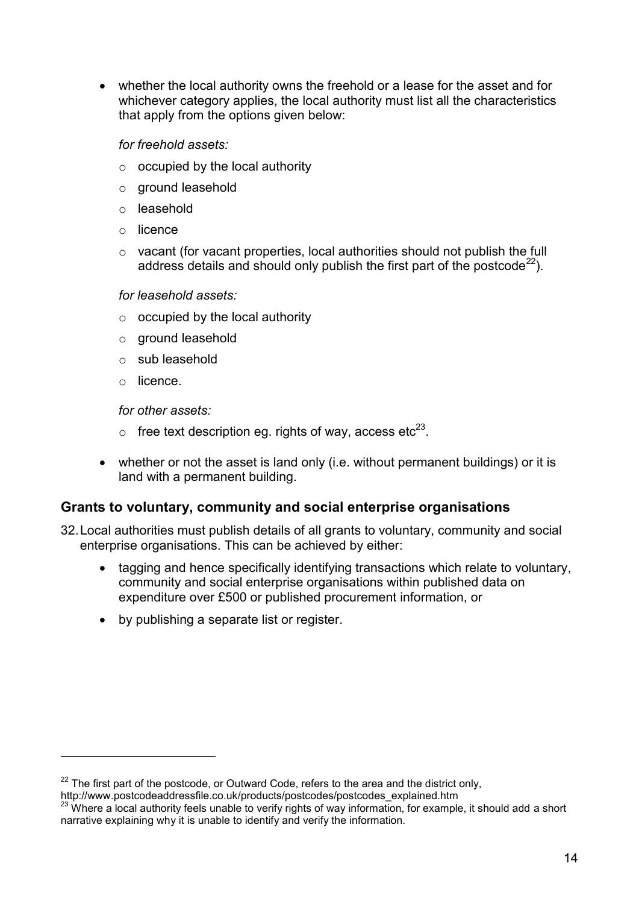- whether the local authority owns the freehold or a lease for the asset and for whichever category applies, the local authority must list all the characteristics that apply from the options given below:

  *for freehold assets:*

  - occupied by the local authority
  - ground leasehold
  - leasehold
  - licence
  - vacant (for vacant properties, local authorities should not publish the full address details and should only publish the first part of the postcode[22]).

  *for leasehold assets:*

  - occupied by the local authority
  - ground leasehold
  - sub leasehold
  - licence.

  *for other assets:*

  - free text description eg. rights of way, access etc[23].

- whether or not the asset is land only (i.e. without permanent buildings) or it is land with a permanent building.

## Grants to voluntary, community and social enterprise organisations

32. Local authorities must publish details of all grants to voluntary, community and social enterprise organisations. This can be achieved by either:

    - tagging and hence specifically identifying transactions which relate to voluntary, community and social enterprise organisations within published data on expenditure over £500 or published procurement information, or
    - by publishing a separate list or register.

---

[22] The first part of the postcode, or Outward Code, refers to the area and the district only, http://www.postcodeaddressfile.co.uk/products/postcodes/postcodes_explained.htm

[23] Where a local authority feels unable to verify rights of way information, for example, it should add a short narrative explaining why it is unable to identify and verify the information.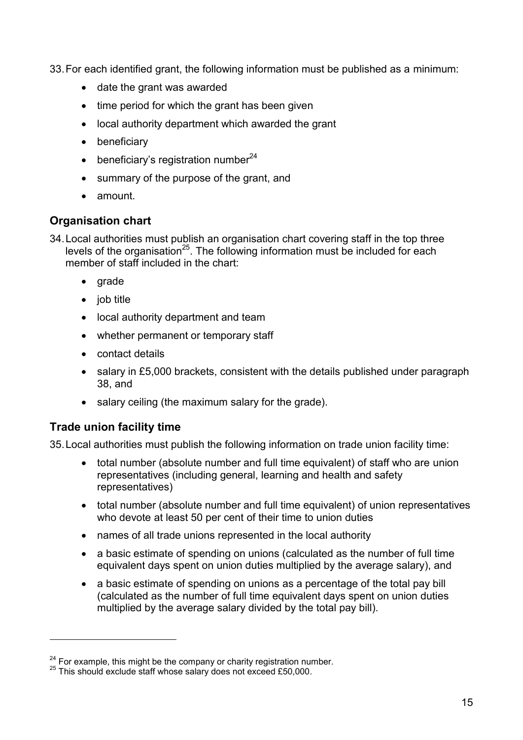33. For each identified grant, the following information must be published as a minimum:

    - date the grant was awarded
    - time period for which the grant has been given
    - local authority department which awarded the grant
    - beneficiary
    - beneficiary's registration number[24]
    - summary of the purpose of the grant, and
    - amount.

## Organisation chart

34. Local authorities must publish an organisation chart covering staff in the top three levels of the organisation[25]. The following information must be included for each member of staff included in the chart:

    - grade
    - job title
    - local authority department and team
    - whether permanent or temporary staff
    - contact details
    - salary in £5,000 brackets, consistent with the details published under paragraph 38, and
    - salary ceiling (the maximum salary for the grade).

## Trade union facility time

35. Local authorities must publish the following information on trade union facility time:

    - total number (absolute number and full time equivalent) of staff who are union representatives (including general, learning and health and safety representatives)
    - total number (absolute number and full time equivalent) of union representatives who devote at least 50 per cent of their time to union duties
    - names of all trade unions represented in the local authority
    - a basic estimate of spending on unions (calculated as the number of full time equivalent days spent on union duties multiplied by the average salary), and
    - a basic estimate of spending on unions as a percentage of the total pay bill (calculated as the number of full time equivalent days spent on union duties multiplied by the average salary divided by the total pay bill).

---

[24] For example, this might be the company or charity registration number.

[25] This should exclude staff whose salary does not exceed £50,000.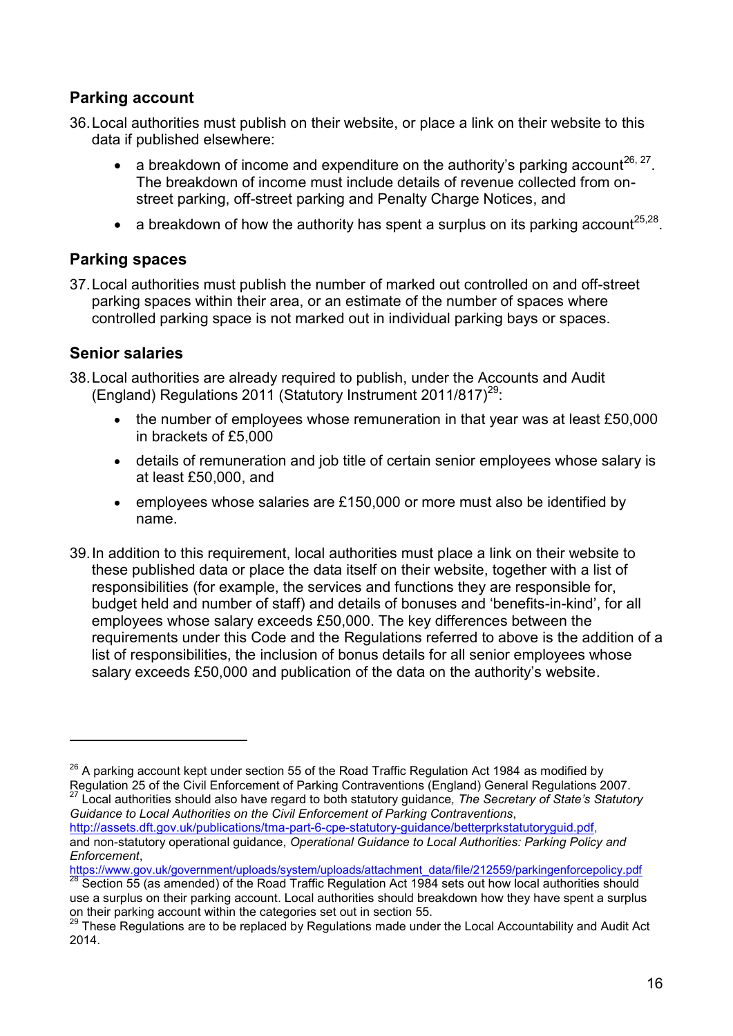## Parking account

36. Local authorities must publish on their website, or place a link on their website to this data if published elsewhere:

    - a breakdown of income and expenditure on the authority's parking account[26, 27]. The breakdown of income must include details of revenue collected from on-street parking, off-street parking and Penalty Charge Notices, and
    - a breakdown of how the authority has spent a surplus on its parking account[25,28].

## Parking spaces

37. Local authorities must publish the number of marked out controlled on and off-street parking spaces within their area, or an estimate of the number of spaces where controlled parking space is not marked out in individual parking bays or spaces.

## Senior salaries

38. Local authorities are already required to publish, under the Accounts and Audit (England) Regulations 2011 (Statutory Instrument 2011/817)[29]:

    - the number of employees whose remuneration in that year was at least £50,000 in brackets of £5,000
    - details of remuneration and job title of certain senior employees whose salary is at least £50,000, and
    - employees whose salaries are £150,000 or more must also be identified by name.

39. In addition to this requirement, local authorities must place a link on their website to these published data or place the data itself on their website, together with a list of responsibilities (for example, the services and functions they are responsible for, budget held and number of staff) and details of bonuses and 'benefits-in-kind', for all employees whose salary exceeds £50,000. The key differences between the requirements under this Code and the Regulations referred to above is the addition of a list of responsibilities, the inclusion of bonus details for all senior employees whose salary exceeds £50,000 and publication of the data on the authority's website.

---

[26] A parking account kept under section 55 of the Road Traffic Regulation Act 1984 as modified by Regulation 25 of the Civil Enforcement of Parking Contraventions (England) General Regulations 2007.

[27] Local authorities should also have regard to both statutory guidance, *The Secretary of State's Statutory Guidance to Local Authorities on the Civil Enforcement of Parking Contraventions*, http://assets.dft.gov.uk/publications/tma-part-6-cpe-statutory-guidance/betterprkstatutoryguid.pdf, and non-statutory operational guidance, *Operational Guidance to Local Authorities: Parking Policy and Enforcement*, https://www.gov.uk/government/uploads/system/uploads/attachment_data/file/212559/parkingenforcepolicy.pdf

[28] Section 55 (as amended) of the Road Traffic Regulation Act 1984 sets out how local authorities should use a surplus on their parking account. Local authorities should breakdown how they have spent a surplus on their parking account within the categories set out in section 55.

[29] These Regulations are to be replaced by Regulations made under the Local Accountability and Audit Act 2014.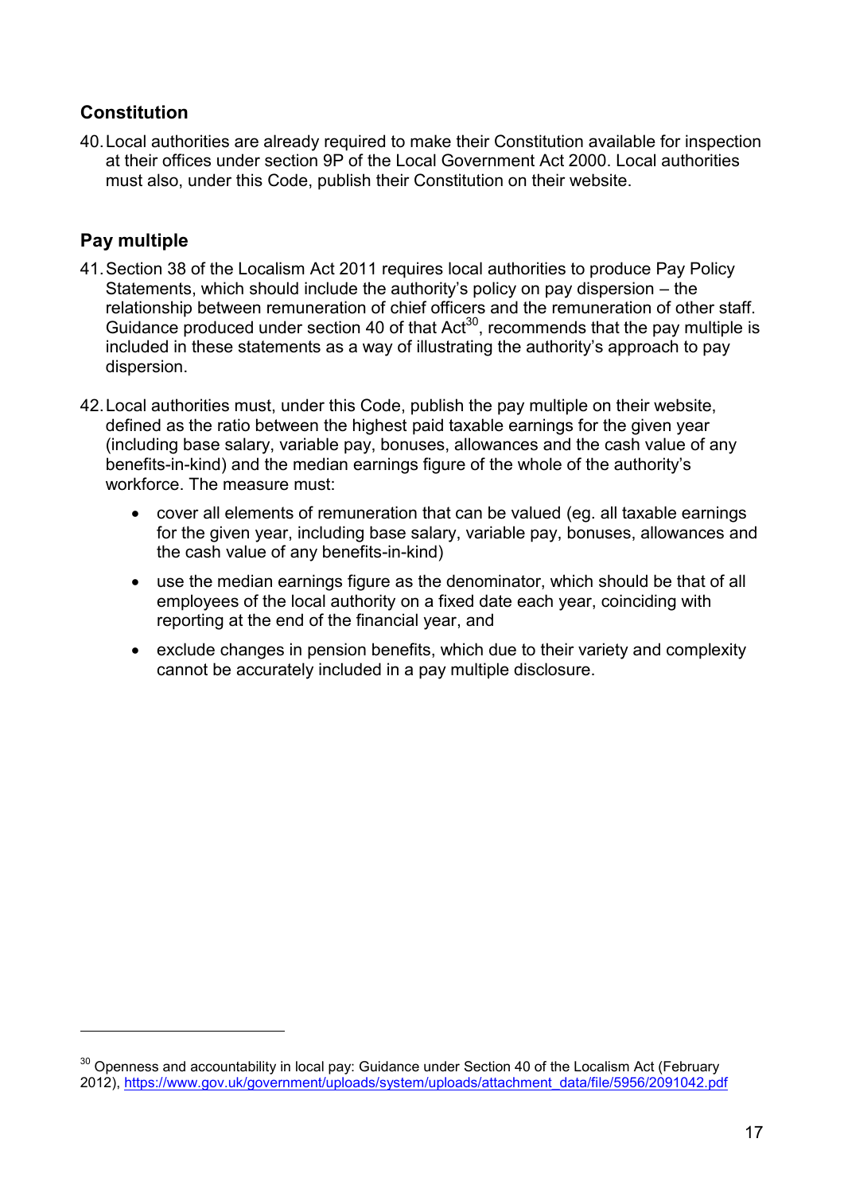## Constitution

40. Local authorities are already required to make their Constitution available for inspection at their offices under section 9P of the Local Government Act 2000. Local authorities must also, under this Code, publish their Constitution on their website.

## Pay multiple

41. Section 38 of the Localism Act 2011 requires local authorities to produce Pay Policy Statements, which should include the authority's policy on pay dispersion – the relationship between remuneration of chief officers and the remuneration of other staff. Guidance produced under section 40 of that Act[30], recommends that the pay multiple is included in these statements as a way of illustrating the authority's approach to pay dispersion.

42. Local authorities must, under this Code, publish the pay multiple on their website, defined as the ratio between the highest paid taxable earnings for the given year (including base salary, variable pay, bonuses, allowances and the cash value of any benefits-in-kind) and the median earnings figure of the whole of the authority's workforce. The measure must:

    - cover all elements of remuneration that can be valued (eg. all taxable earnings for the given year, including base salary, variable pay, bonuses, allowances and the cash value of any benefits-in-kind)
    - use the median earnings figure as the denominator, which should be that of all employees of the local authority on a fixed date each year, coinciding with reporting at the end of the financial year, and
    - exclude changes in pension benefits, which due to their variety and complexity cannot be accurately included in a pay multiple disclosure.

---

[30] Openness and accountability in local pay: Guidance under Section 40 of the Localism Act (February 2012), https://www.gov.uk/government/uploads/system/uploads/attachment_data/file/5956/2091042.pdf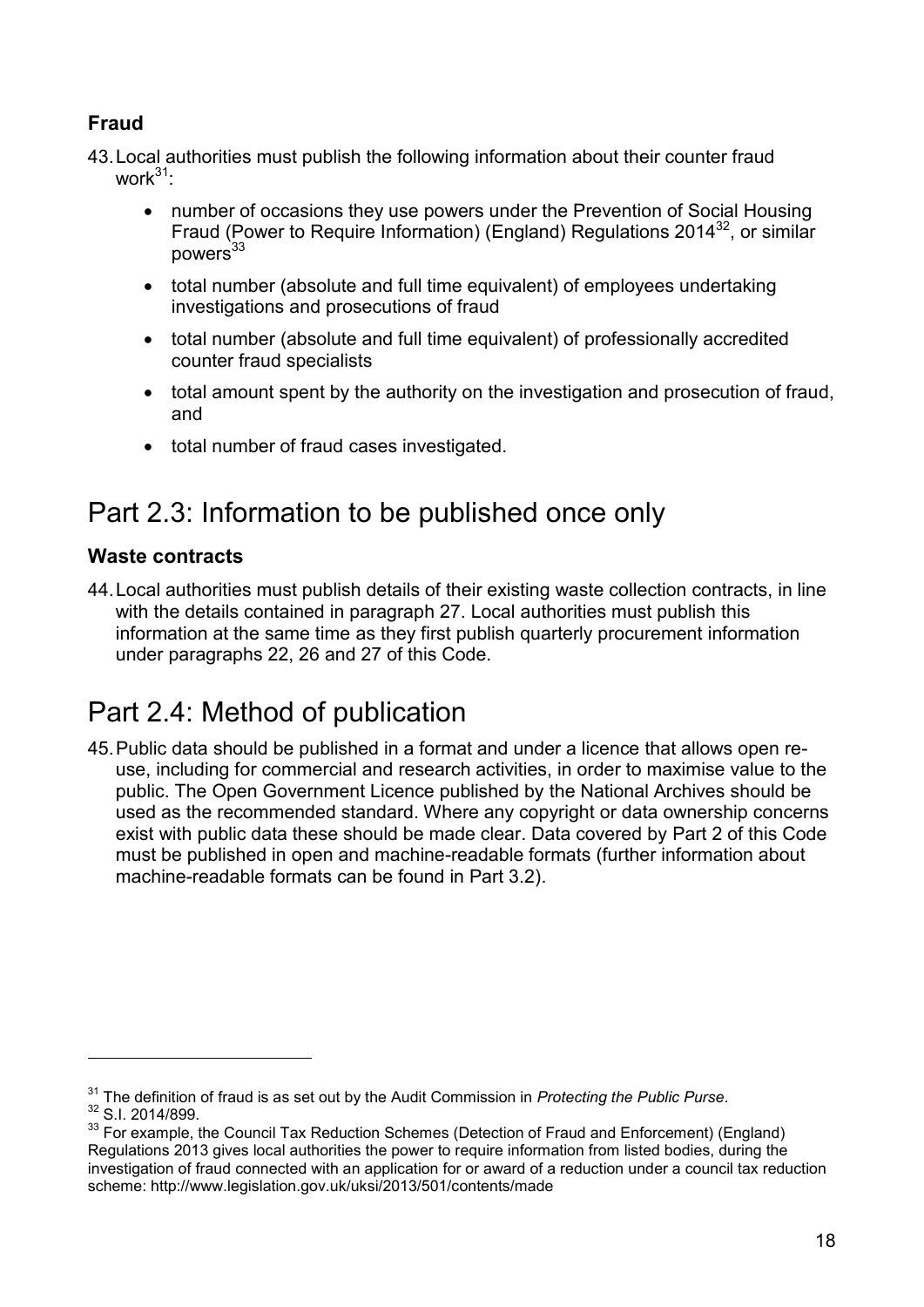### Fraud

43. Local authorities must publish the following information about their counter fraud work[31]:

    - number of occasions they use powers under the Prevention of Social Housing Fraud (Power to Require Information) (England) Regulations 2014[32], or similar powers[33]
    - total number (absolute and full time equivalent) of employees undertaking investigations and prosecutions of fraud
    - total number (absolute and full time equivalent) of professionally accredited counter fraud specialists
    - total amount spent by the authority on the investigation and prosecution of fraud, and
    - total number of fraud cases investigated.

## Part 2.3: Information to be published once only

### Waste contracts

44. Local authorities must publish details of their existing waste collection contracts, in line with the details contained in paragraph 27. Local authorities must publish this information at the same time as they first publish quarterly procurement information under paragraphs 22, 26 and 27 of this Code.

## Part 2.4: Method of publication

45. Public data should be published in a format and under a licence that allows open re-use, including for commercial and research activities, in order to maximise value to the public. The Open Government Licence published by the National Archives should be used as the recommended standard. Where any copyright or data ownership concerns exist with public data these should be made clear. Data covered by Part 2 of this Code must be published in open and machine-readable formats (further information about machine-readable formats can be found in Part 3.2).

---

[31] The definition of fraud is as set out by the Audit Commission in *Protecting the Public Purse*.

[32] S.I. 2014/899.

[33] For example, the Council Tax Reduction Schemes (Detection of Fraud and Enforcement) (England) Regulations 2013 gives local authorities the power to require information from listed bodies, during the investigation of fraud connected with an application for or award of a reduction under a council tax reduction scheme: http://www.legislation.gov.uk/uksi/2013/501/contents/made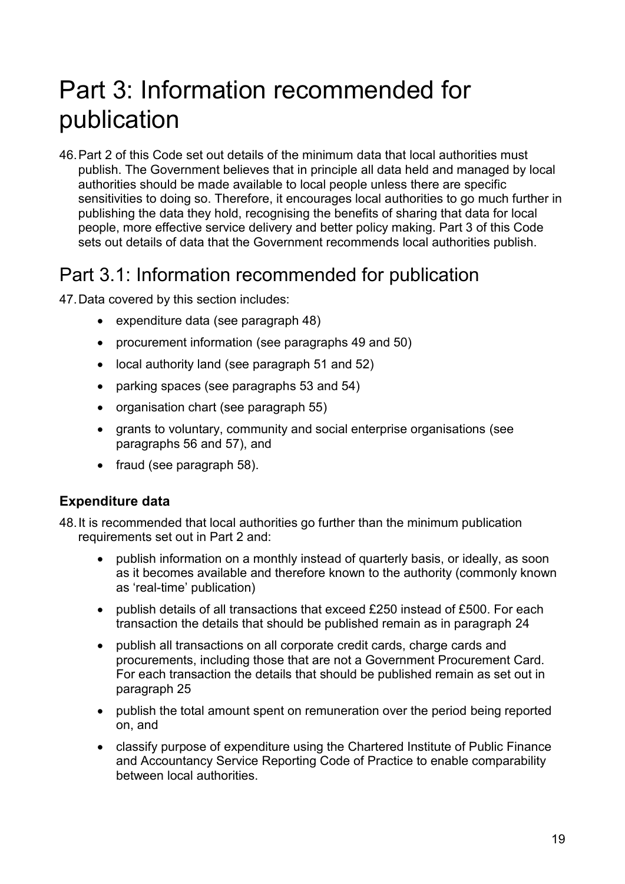# Part 3: Information recommended for publication

46. Part 2 of this Code set out details of the minimum data that local authorities must publish. The Government believes that in principle all data held and managed by local authorities should be made available to local people unless there are specific sensitivities to doing so. Therefore, it encourages local authorities to go much further in publishing the data they hold, recognising the benefits of sharing that data for local people, more effective service delivery and better policy making. Part 3 of this Code sets out details of data that the Government recommends local authorities publish.

## Part 3.1: Information recommended for publication

47. Data covered by this section includes:

    - expenditure data (see paragraph 48)
    - procurement information (see paragraphs 49 and 50)
    - local authority land (see paragraph 51 and 52)
    - parking spaces (see paragraphs 53 and 54)
    - organisation chart (see paragraph 55)
    - grants to voluntary, community and social enterprise organisations (see paragraphs 56 and 57), and
    - fraud (see paragraph 58).

### Expenditure data

48. It is recommended that local authorities go further than the minimum publication requirements set out in Part 2 and:

    - publish information on a monthly instead of quarterly basis, or ideally, as soon as it becomes available and therefore known to the authority (commonly known as 'real-time' publication)
    - publish details of all transactions that exceed £250 instead of £500. For each transaction the details that should be published remain as in paragraph 24
    - publish all transactions on all corporate credit cards, charge cards and procurements, including those that are not a Government Procurement Card. For each transaction the details that should be published remain as set out in paragraph 25
    - publish the total amount spent on remuneration over the period being reported on, and
    - classify purpose of expenditure using the Chartered Institute of Public Finance and Accountancy Service Reporting Code of Practice to enable comparability between local authorities.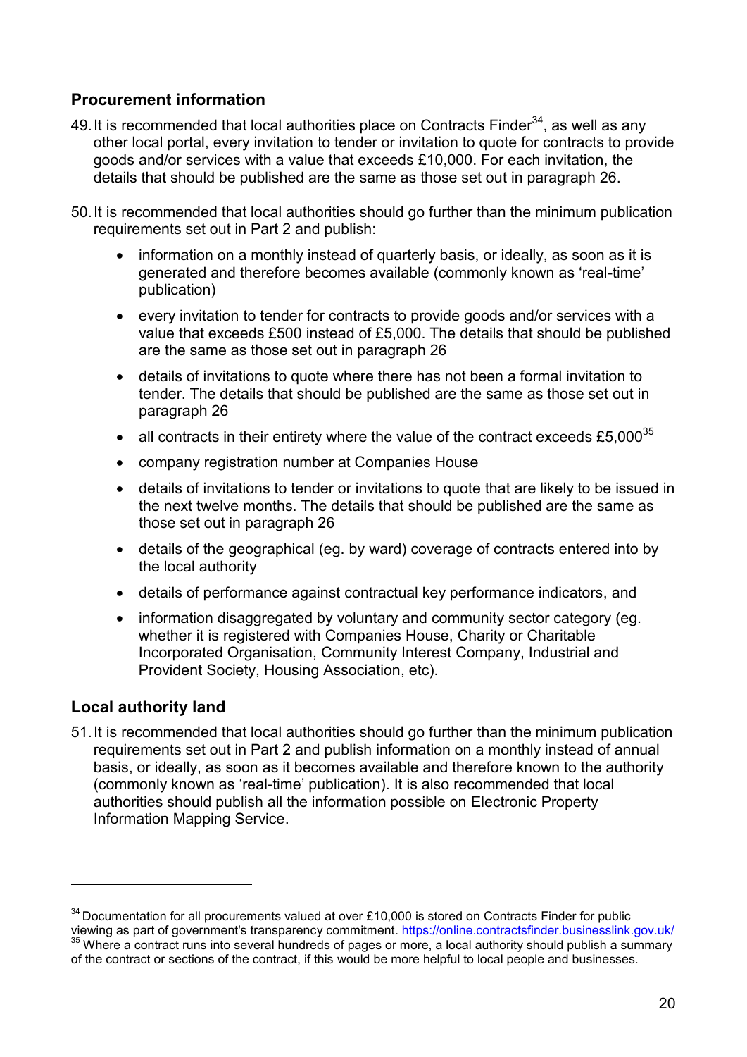## Procurement information

49. It is recommended that local authorities place on Contracts Finder[34], as well as any other local portal, every invitation to tender or invitation to quote for contracts to provide goods and/or services with a value that exceeds £10,000. For each invitation, the details that should be published are the same as those set out in paragraph 26.

50. It is recommended that local authorities should go further than the minimum publication requirements set out in Part 2 and publish:

    - information on a monthly instead of quarterly basis, or ideally, as soon as it is generated and therefore becomes available (commonly known as 'real-time' publication)
    - every invitation to tender for contracts to provide goods and/or services with a value that exceeds £500 instead of £5,000. The details that should be published are the same as those set out in paragraph 26
    - details of invitations to quote where there has not been a formal invitation to tender. The details that should be published are the same as those set out in paragraph 26
    - all contracts in their entirety where the value of the contract exceeds £5,000[35]
    - company registration number at Companies House
    - details of invitations to tender or invitations to quote that are likely to be issued in the next twelve months. The details that should be published are the same as those set out in paragraph 26
    - details of the geographical (eg. by ward) coverage of contracts entered into by the local authority
    - details of performance against contractual key performance indicators, and
    - information disaggregated by voluntary and community sector category (eg. whether it is registered with Companies House, Charity or Charitable Incorporated Organisation, Community Interest Company, Industrial and Provident Society, Housing Association, etc).

## Local authority land

51. It is recommended that local authorities should go further than the minimum publication requirements set out in Part 2 and publish information on a monthly instead of annual basis, or ideally, as soon as it becomes available and therefore known to the authority (commonly known as 'real-time' publication). It is also recommended that local authorities should publish all the information possible on Electronic Property Information Mapping Service.

---

[34] Documentation for all procurements valued at over £10,000 is stored on Contracts Finder for public viewing as part of government's transparency commitment. https://online.contractsfinder.businesslink.gov.uk/

[35] Where a contract runs into several hundreds of pages or more, a local authority should publish a summary of the contract or sections of the contract, if this would be more helpful to local people and businesses.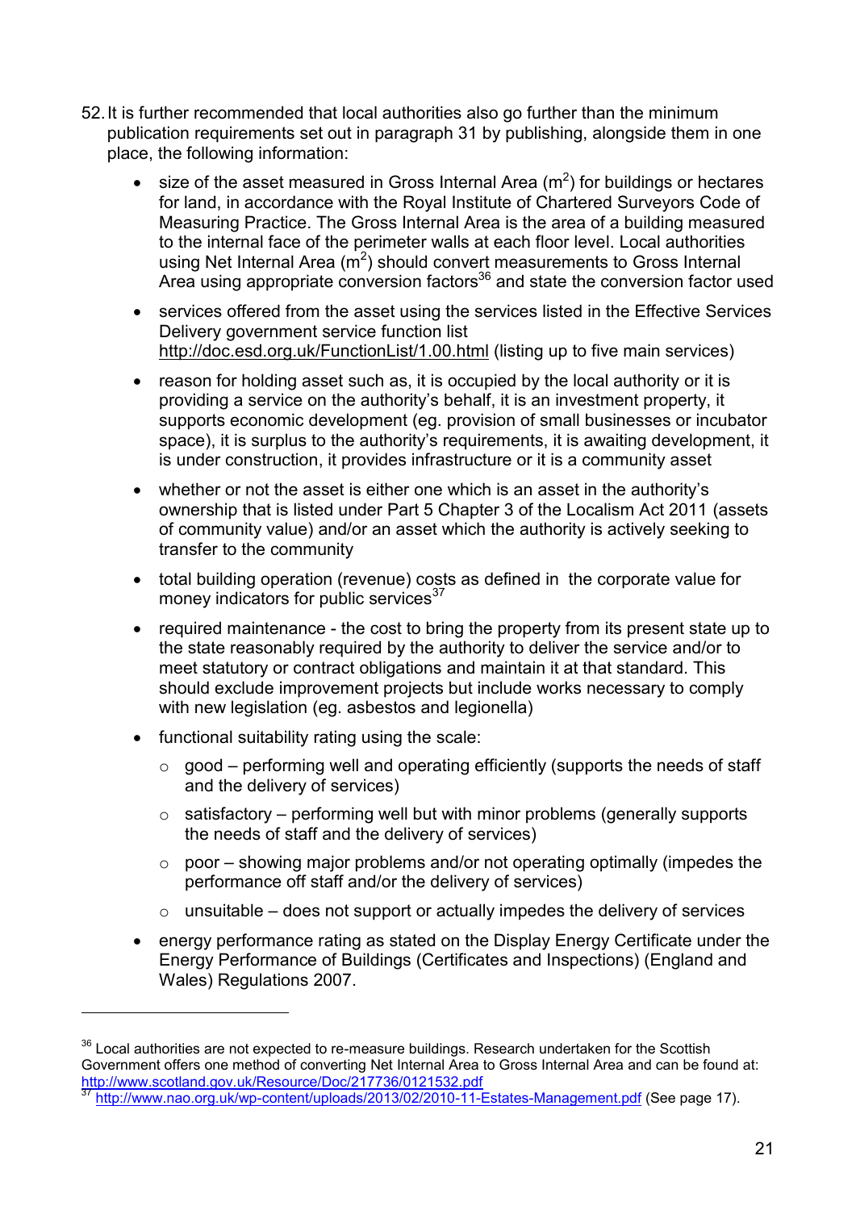52. It is further recommended that local authorities also go further than the minimum publication requirements set out in paragraph 31 by publishing, alongside them in one place, the following information:

   - size of the asset measured in Gross Internal Area ($m^2$) for buildings or hectares for land, in accordance with the Royal Institute of Chartered Surveyors Code of Measuring Practice. The Gross Internal Area is the area of a building measured to the internal face of the perimeter walls at each floor level. Local authorities using Net Internal Area ($m^2$) should convert measurements to Gross Internal Area using appropriate conversion factors[36] and state the conversion factor used

   - services offered from the asset using the services listed in the Effective Services Delivery government service function list http://doc.esd.org.uk/FunctionList/1.00.html (listing up to five main services)

   - reason for holding asset such as, it is occupied by the local authority or it is providing a service on the authority's behalf, it is an investment property, it supports economic development (eg. provision of small businesses or incubator space), it is surplus to the authority's requirements, it is awaiting development, it is under construction, it provides infrastructure or it is a community asset

   - whether or not the asset is either one which is an asset in the authority's ownership that is listed under Part 5 Chapter 3 of the Localism Act 2011 (assets of community value) and/or an asset which the authority is actively seeking to transfer to the community

   - total building operation (revenue) costs as defined in the corporate value for money indicators for public services[37]

   - required maintenance - the cost to bring the property from its present state up to the state reasonably required by the authority to deliver the service and/or to meet statutory or contract obligations and maintain it at that standard. This should exclude improvement projects but include works necessary to comply with new legislation (eg. asbestos and legionella)

   - functional suitability rating using the scale:
     - good – performing well and operating efficiently (supports the needs of staff and the delivery of services)
     - satisfactory – performing well but with minor problems (generally supports the needs of staff and the delivery of services)
     - poor – showing major problems and/or not operating optimally (impedes the performance off staff and/or the delivery of services)
     - unsuitable – does not support or actually impedes the delivery of services

   - energy performance rating as stated on the Display Energy Certificate under the Energy Performance of Buildings (Certificates and Inspections) (England and Wales) Regulations 2007.

---

[36] Local authorities are not expected to re-measure buildings. Research undertaken for the Scottish Government offers one method of converting Net Internal Area to Gross Internal Area and can be found at: http://www.scotland.gov.uk/Resource/Doc/217736/0121532.pdf

[37] http://www.nao.org.uk/wp-content/uploads/2013/02/2010-11-Estates-Management.pdf (See page 17).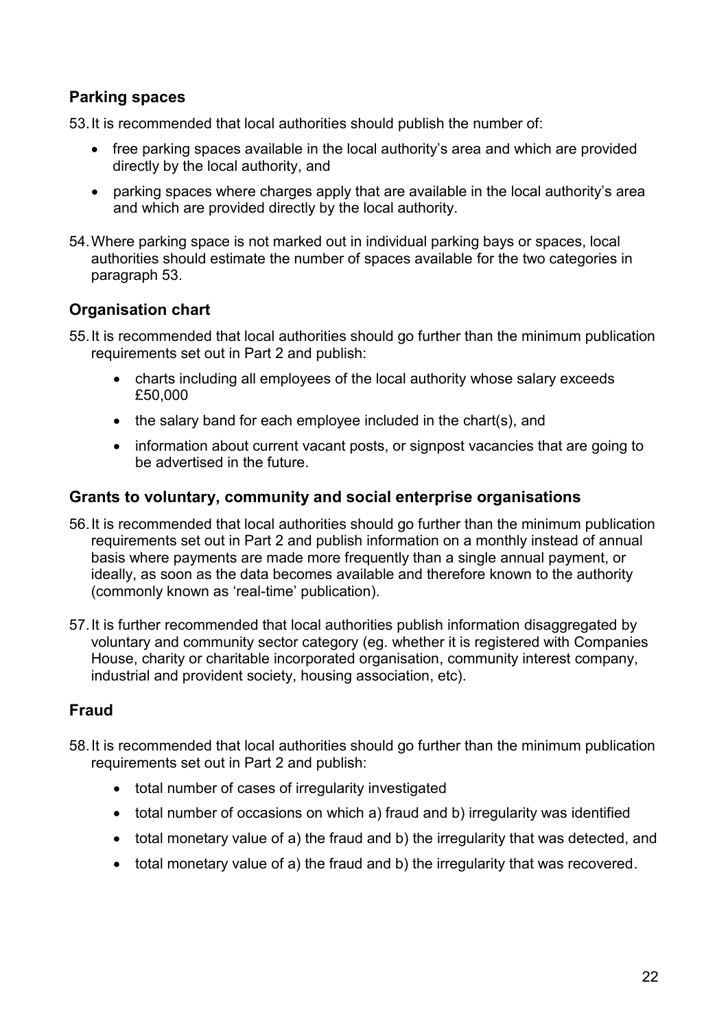## Parking spaces

53. It is recommended that local authorities should publish the number of:

    - free parking spaces available in the local authority's area and which are provided directly by the local authority, and
    - parking spaces where charges apply that are available in the local authority's area and which are provided directly by the local authority.

54. Where parking space is not marked out in individual parking bays or spaces, local authorities should estimate the number of spaces available for the two categories in paragraph 53.

## Organisation chart

55. It is recommended that local authorities should go further than the minimum publication requirements set out in Part 2 and publish:

    - charts including all employees of the local authority whose salary exceeds £50,000
    - the salary band for each employee included in the chart(s), and
    - information about current vacant posts, or signpost vacancies that are going to be advertised in the future.

## Grants to voluntary, community and social enterprise organisations

56. It is recommended that local authorities should go further than the minimum publication requirements set out in Part 2 and publish information on a monthly instead of annual basis where payments are made more frequently than a single annual payment, or ideally, as soon as the data becomes available and therefore known to the authority (commonly known as 'real-time' publication).

57. It is further recommended that local authorities publish information disaggregated by voluntary and community sector category (eg. whether it is registered with Companies House, charity or charitable incorporated organisation, community interest company, industrial and provident society, housing association, etc).

## Fraud

58. It is recommended that local authorities should go further than the minimum publication requirements set out in Part 2 and publish:

    - total number of cases of irregularity investigated
    - total number of occasions on which a) fraud and b) irregularity was identified
    - total monetary value of a) the fraud and b) the irregularity that was detected, and
    - total monetary value of a) the fraud and b) the irregularity that was recovered.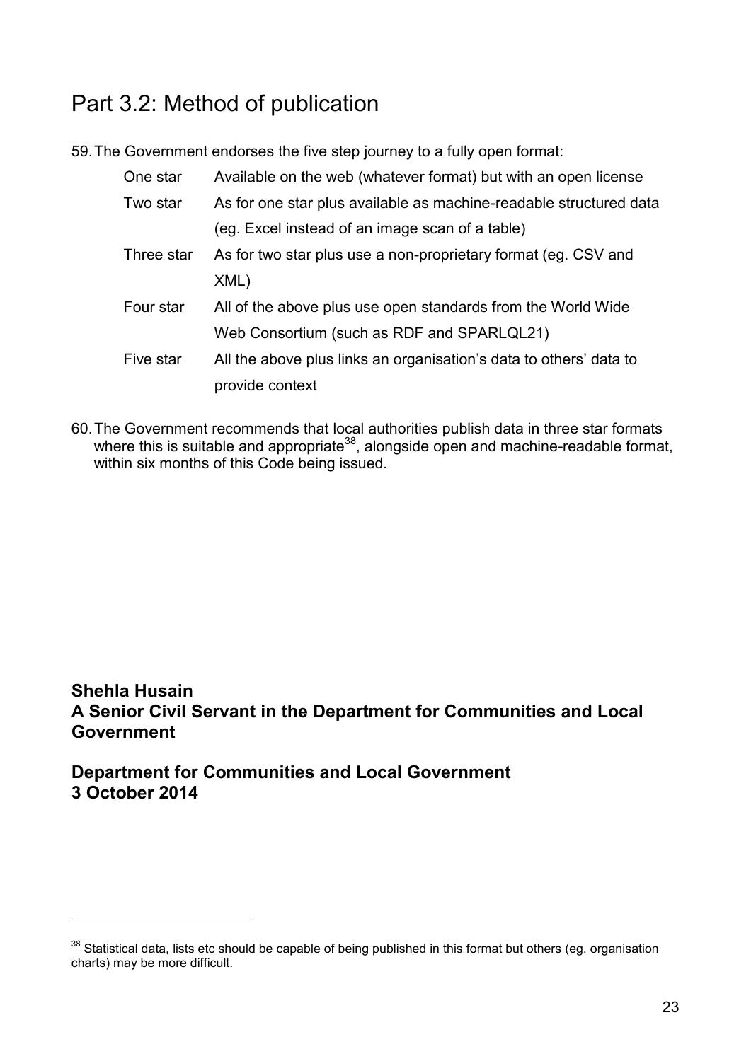## Part 3.2: Method of publication

59. The Government endorses the five step journey to a fully open format:

| | |
|---|---|
| One star | Available on the web (whatever format) but with an open license |
| Two star | As for one star plus available as machine-readable structured data (eg. Excel instead of an image scan of a table) |
| Three star | As for two star plus use a non-proprietary format (eg. CSV and XML) |
| Four star | All of the above plus use open standards from the World Wide Web Consortium (such as RDF and SPARLQL21) |
| Five star | All the above plus links an organisation's data to others' data to provide context |

60. The Government recommends that local authorities publish data in three star formats where this is suitable and appropriate[38], alongside open and machine-readable format, within six months of this Code being issued.

**Shehla Husain**
**A Senior Civil Servant in the Department for Communities and Local Government**

**Department for Communities and Local Government**
**3 October 2014**

[38] Statistical data, lists etc should be capable of being published in this format but others (eg. organisation charts) may be more difficult.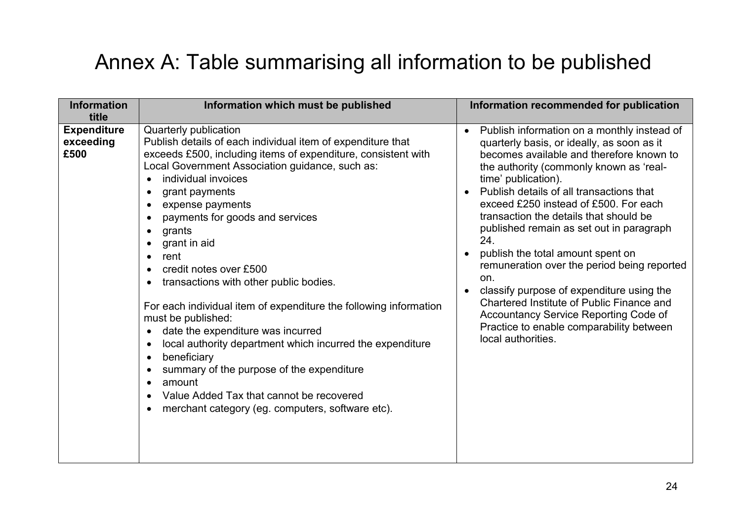# Annex A: Table summarising all information to be published

| Information title | Information which must be published | Information recommended for publication |
| --- | --- | --- |
| **Expenditure exceeding £500** | Quarterly publication<br>Publish details of each individual item of expenditure that exceeds £500, including items of expenditure, consistent with Local Government Association guidance, such as:<br>• individual invoices<br>• grant payments<br>• expense payments<br>• payments for goods and services<br>• grants<br>• grant in aid<br>• rent<br>• credit notes over £500<br>• transactions with other public bodies.<br><br>For each individual item of expenditure the following information must be published:<br>• date the expenditure was incurred<br>• local authority department which incurred the expenditure<br>• beneficiary<br>• summary of the purpose of the expenditure<br>• amount<br>• Value Added Tax that cannot be recovered<br>• merchant category (eg. computers, software etc). | • Publish information on a monthly instead of quarterly basis, or ideally, as soon as it becomes available and therefore known to the authority (commonly known as 'real-time' publication).<br>• Publish details of all transactions that exceed £250 instead of £500. For each transaction the details that should be published remain as set out in paragraph 24.<br>• publish the total amount spent on remuneration over the period being reported on.<br>• classify purpose of expenditure using the Chartered Institute of Public Finance and Accountancy Service Reporting Code of Practice to enable comparability between local authorities. |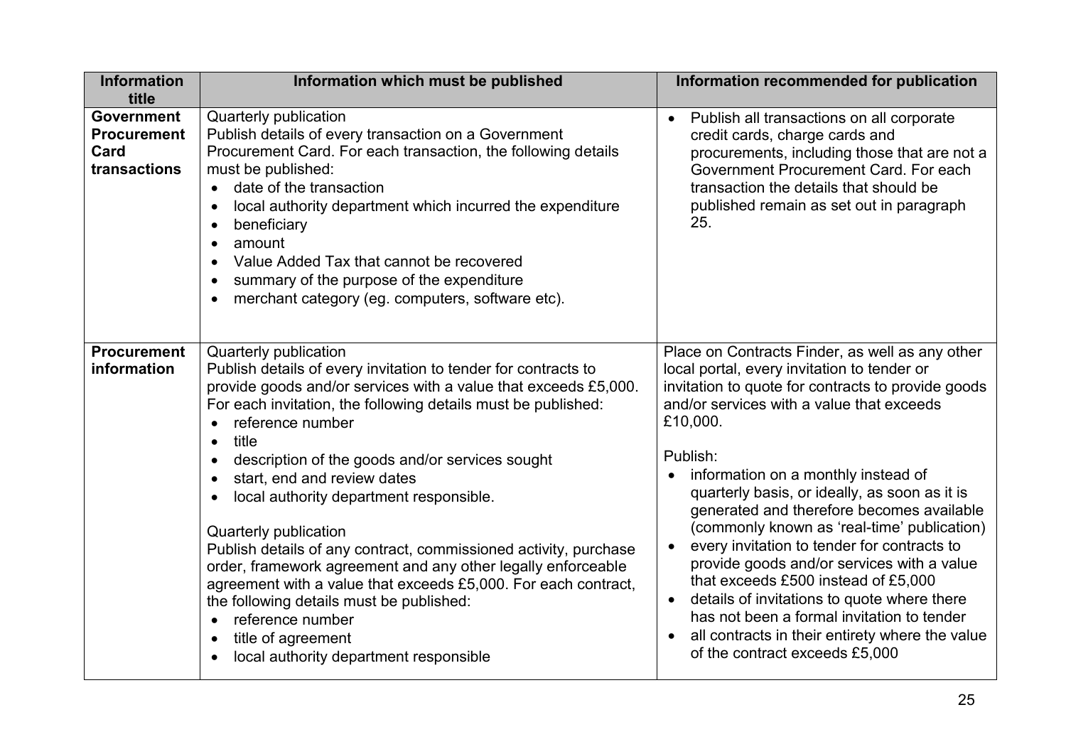| Information title | Information which must be published | Information recommended for publication |
|---|---|---|
| **Government Procurement Card transactions** | Quarterly publication<br>Publish details of every transaction on a Government Procurement Card. For each transaction, the following details must be published:<br>• date of the transaction<br>• local authority department which incurred the expenditure<br>• beneficiary<br>• amount<br>• Value Added Tax that cannot be recovered<br>• summary of the purpose of the expenditure<br>• merchant category (eg. computers, software etc). | • Publish all transactions on all corporate credit cards, charge cards and procurements, including those that are not a Government Procurement Card. For each transaction the details that should be published remain as set out in paragraph 25. |
| **Procurement information** | Quarterly publication<br>Publish details of every invitation to tender for contracts to provide goods and/or services with a value that exceeds £5,000. For each invitation, the following details must be published:<br>• reference number<br>• title<br>• description of the goods and/or services sought<br>• start, end and review dates<br>• local authority department responsible.<br><br>Quarterly publication<br>Publish details of any contract, commissioned activity, purchase order, framework agreement and any other legally enforceable agreement with a value that exceeds £5,000. For each contract, the following details must be published:<br>• reference number<br>• title of agreement<br>• local authority department responsible | Place on Contracts Finder, as well as any other local portal, every invitation to tender or invitation to quote for contracts to provide goods and/or services with a value that exceeds £10,000.<br><br>Publish:<br>• information on a monthly instead of quarterly basis, or ideally, as soon as it is generated and therefore becomes available (commonly known as 'real-time' publication)<br>• every invitation to tender for contracts to provide goods and/or services with a value that exceeds £500 instead of £5,000<br>• details of invitations to quote where there has not been a formal invitation to tender<br>• all contracts in their entirety where the value of the contract exceeds £5,000 |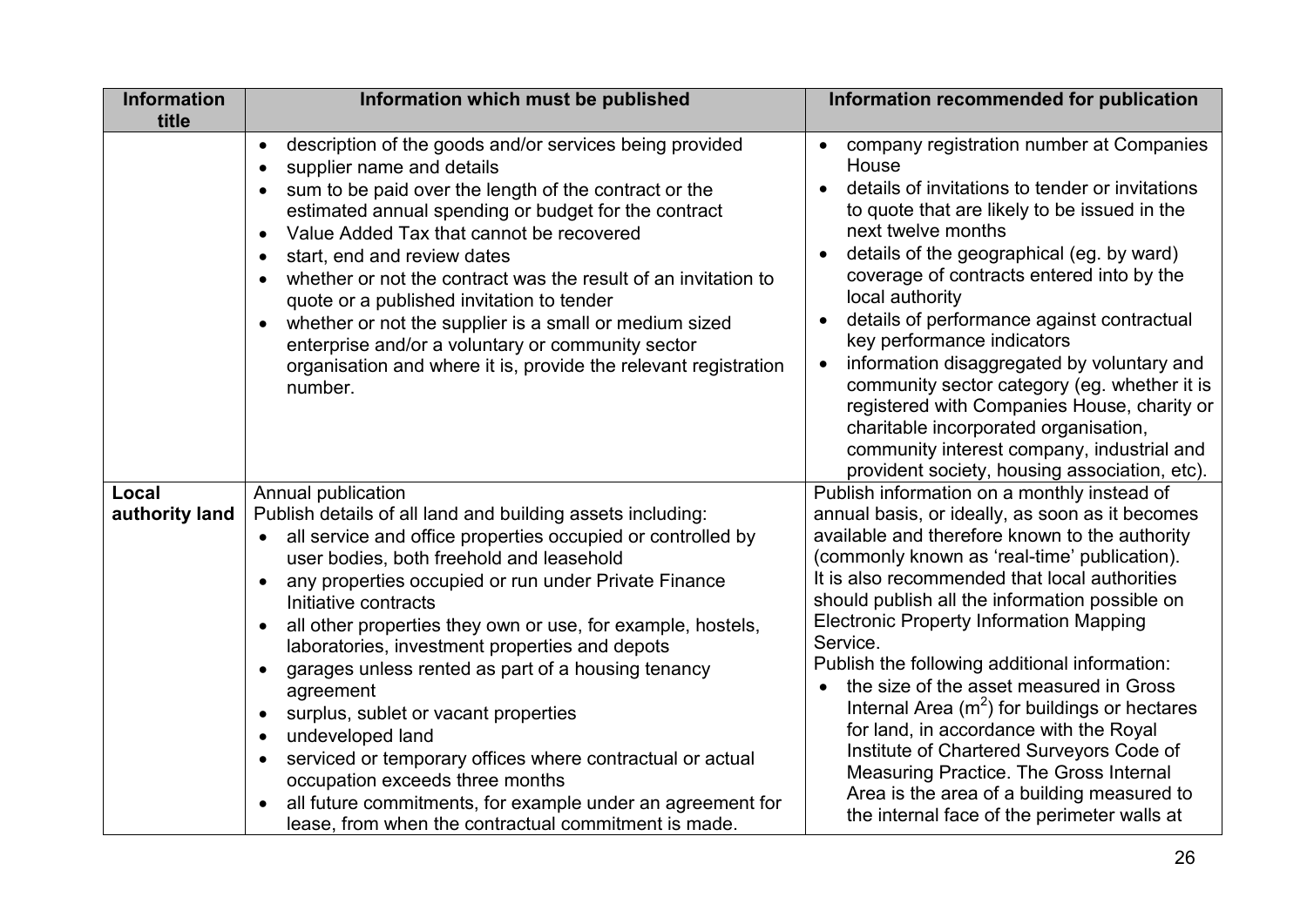| Information title | Information which must be published | Information recommended for publication |
|---|---|---|
| | • description of the goods and/or services being provided<br>• supplier name and details<br>• sum to be paid over the length of the contract or the estimated annual spending or budget for the contract<br>• Value Added Tax that cannot be recovered<br>• start, end and review dates<br>• whether or not the contract was the result of an invitation to quote or a published invitation to tender<br>• whether or not the supplier is a small or medium sized enterprise and/or a voluntary or community sector organisation and where it is, provide the relevant registration number. | • company registration number at Companies House<br>• details of invitations to tender or invitations to quote that are likely to be issued in the next twelve months<br>• details of the geographical (eg. by ward) coverage of contracts entered into by the local authority<br>• details of performance against contractual key performance indicators<br>• information disaggregated by voluntary and community sector category (eg. whether it is registered with Companies House, charity or charitable incorporated organisation, community interest company, industrial and provident society, housing association, etc). |
| **Local authority land** | Annual publication<br>Publish details of all land and building assets including:<br>• all service and office properties occupied or controlled by user bodies, both freehold and leasehold<br>• any properties occupied or run under Private Finance Initiative contracts<br>• all other properties they own or use, for example, hostels, laboratories, investment properties and depots<br>• garages unless rented as part of a housing tenancy agreement<br>• surplus, sublet or vacant properties<br>• undeveloped land<br>• serviced or temporary offices where contractual or actual occupation exceeds three months<br>• all future commitments, for example under an agreement for lease, from when the contractual commitment is made. | Publish information on a monthly instead of annual basis, or ideally, as soon as it becomes available and therefore known to the authority (commonly known as 'real-time' publication). It is also recommended that local authorities should publish all the information possible on Electronic Property Information Mapping Service.<br>Publish the following additional information:<br>• the size of the asset measured in Gross Internal Area ($m^2$) for buildings or hectares for land, in accordance with the Royal Institute of Chartered Surveyors Code of Measuring Practice. The Gross Internal Area is the area of a building measured to the internal face of the perimeter walls at |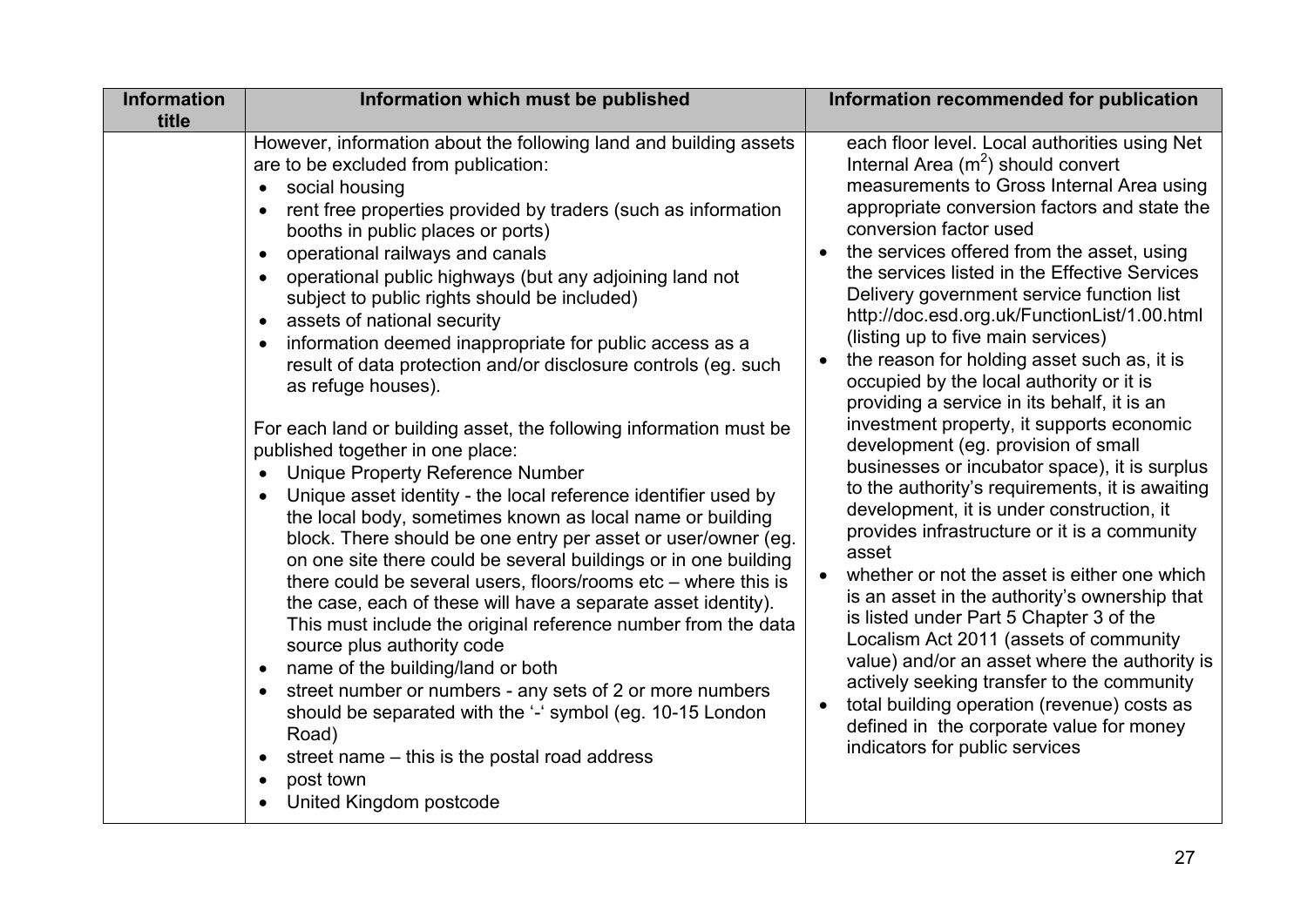| Information title | Information which must be published | Information recommended for publication |
|---|---|---|
| | However, information about the following land and building assets are to be excluded from publication:<br>• social housing<br>• rent free properties provided by traders (such as information booths in public places or ports)<br>• operational railways and canals<br>• operational public highways (but any adjoining land not subject to public rights should be included)<br>• assets of national security<br>• information deemed inappropriate for public access as a result of data protection and/or disclosure controls (eg. such as refuge houses).<br><br>For each land or building asset, the following information must be published together in one place:<br>• Unique Property Reference Number<br>• Unique asset identity - the local reference identifier used by the local body, sometimes known as local name or building block. There should be one entry per asset or user/owner (eg. on one site there could be several buildings or in one building there could be several users, floors/rooms etc – where this is the case, each of these will have a separate asset identity). This must include the original reference number from the data source plus authority code<br>• name of the building/land or both<br>• street number or numbers - any sets of 2 or more numbers should be separated with the '-' symbol (eg. 10-15 London Road)<br>• street name – this is the postal road address<br>• post town<br>• United Kingdom postcode | each floor level. Local authorities using Net Internal Area ($m^2$) should convert measurements to Gross Internal Area using appropriate conversion factors and state the conversion factor used<br>• the services offered from the asset, using the services listed in the Effective Services Delivery government service function list http://doc.esd.org.uk/FunctionList/1.00.html (listing up to five main services)<br>• the reason for holding asset such as, it is occupied by the local authority or it is providing a service in its behalf, it is an investment property, it supports economic development (eg. provision of small businesses or incubator space), it is surplus to the authority's requirements, it is awaiting development, it is under construction, it provides infrastructure or it is a community asset<br>• whether or not the asset is either one which is an asset in the authority's ownership that is listed under Part 5 Chapter 3 of the Localism Act 2011 (assets of community value) and/or an asset where the authority is actively seeking transfer to the community<br>• total building operation (revenue) costs as defined in the corporate value for money indicators for public services |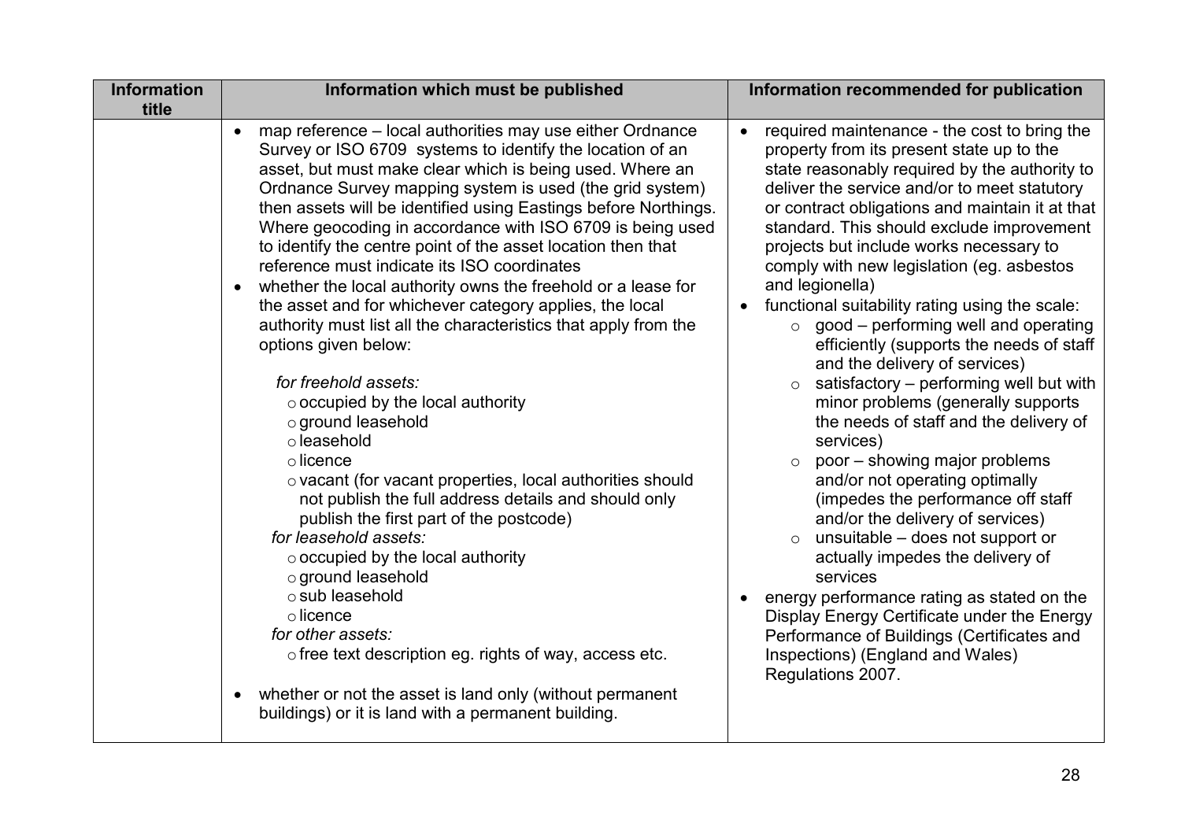| Information title | Information which must be published | Information recommended for publication |
|---|---|---|
| | • map reference – local authorities may use either Ordnance Survey or ISO 6709 systems to identify the location of an asset, but must make clear which is being used. Where an Ordnance Survey mapping system is used (the grid system) then assets will be identified using Eastings before Northings. Where geocoding in accordance with ISO 6709 is being used to identify the centre point of the asset location then that reference must indicate its ISO coordinates<br>• whether the local authority owns the freehold or a lease for the asset and for whichever category applies, the local authority must list all the characteristics that apply from the options given below:<br><br>*for freehold assets:*<br>○ occupied by the local authority<br>○ ground leasehold<br>○ leasehold<br>○ licence<br>○ vacant (for vacant properties, local authorities should not publish the full address details and should only publish the first part of the postcode)<br>*for leasehold assets:*<br>○ occupied by the local authority<br>○ ground leasehold<br>○ sub leasehold<br>○ licence<br>*for other assets:*<br>○ free text description eg. rights of way, access etc.<br><br>• whether or not the asset is land only (without permanent buildings) or it is land with a permanent building. | • required maintenance - the cost to bring the property from its present state up to the state reasonably required by the authority to deliver the service and/or to meet statutory or contract obligations and maintain it at that standard. This should exclude improvement projects but include works necessary to comply with new legislation (eg. asbestos and legionella)<br>• functional suitability rating using the scale:<br>○ good – performing well and operating efficiently (supports the needs of staff and the delivery of services)<br>○ satisfactory – performing well but with minor problems (generally supports the needs of staff and the delivery of services)<br>○ poor – showing major problems and/or not operating optimally (impedes the performance off staff and/or the delivery of services)<br>○ unsuitable – does not support or actually impedes the delivery of services<br>• energy performance rating as stated on the Display Energy Certificate under the Energy Performance of Buildings (Certificates and Inspections) (England and Wales) Regulations 2007. |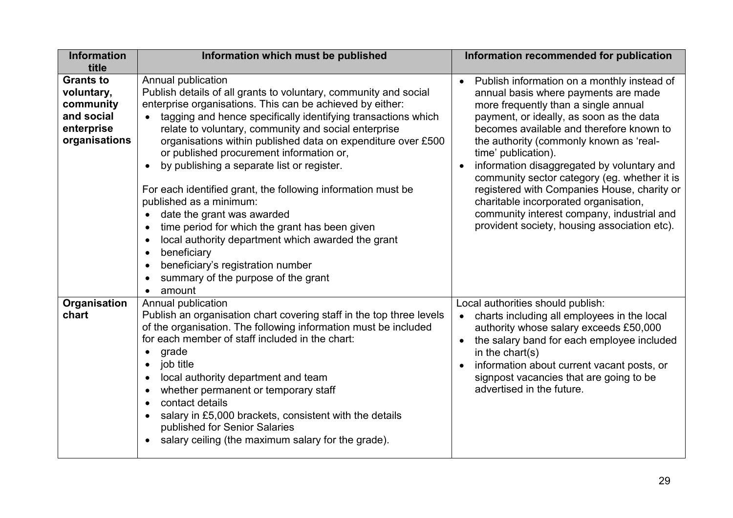| Information title | Information which must be published | Information recommended for publication |
|---|---|---|
| **Grants to voluntary, community and social enterprise organisations** | Annual publication<br>Publish details of all grants to voluntary, community and social enterprise organisations. This can be achieved by either:<br>• tagging and hence specifically identifying transactions which relate to voluntary, community and social enterprise organisations within published data on expenditure over £500 or published procurement information or,<br>• by publishing a separate list or register.<br><br>For each identified grant, the following information must be published as a minimum:<br>• date the grant was awarded<br>• time period for which the grant has been given<br>• local authority department which awarded the grant<br>• beneficiary<br>• beneficiary's registration number<br>• summary of the purpose of the grant<br>• amount | • Publish information on a monthly instead of annual basis where payments are made more frequently than a single annual payment, or ideally, as soon as the data becomes available and therefore known to the authority (commonly known as 'real-time' publication).<br>• information disaggregated by voluntary and community sector category (eg. whether it is registered with Companies House, charity or charitable incorporated organisation, community interest company, industrial and provident society, housing association etc). |
| **Organisation chart** | Annual publication<br>Publish an organisation chart covering staff in the top three levels of the organisation. The following information must be included for each member of staff included in the chart:<br>• grade<br>• job title<br>• local authority department and team<br>• whether permanent or temporary staff<br>• contact details<br>• salary in £5,000 brackets, consistent with the details published for Senior Salaries<br>• salary ceiling (the maximum salary for the grade). | Local authorities should publish:<br>• charts including all employees in the local authority whose salary exceeds £50,000<br>• the salary band for each employee included in the chart(s)<br>• information about current vacant posts, or signpost vacancies that are going to be advertised in the future. |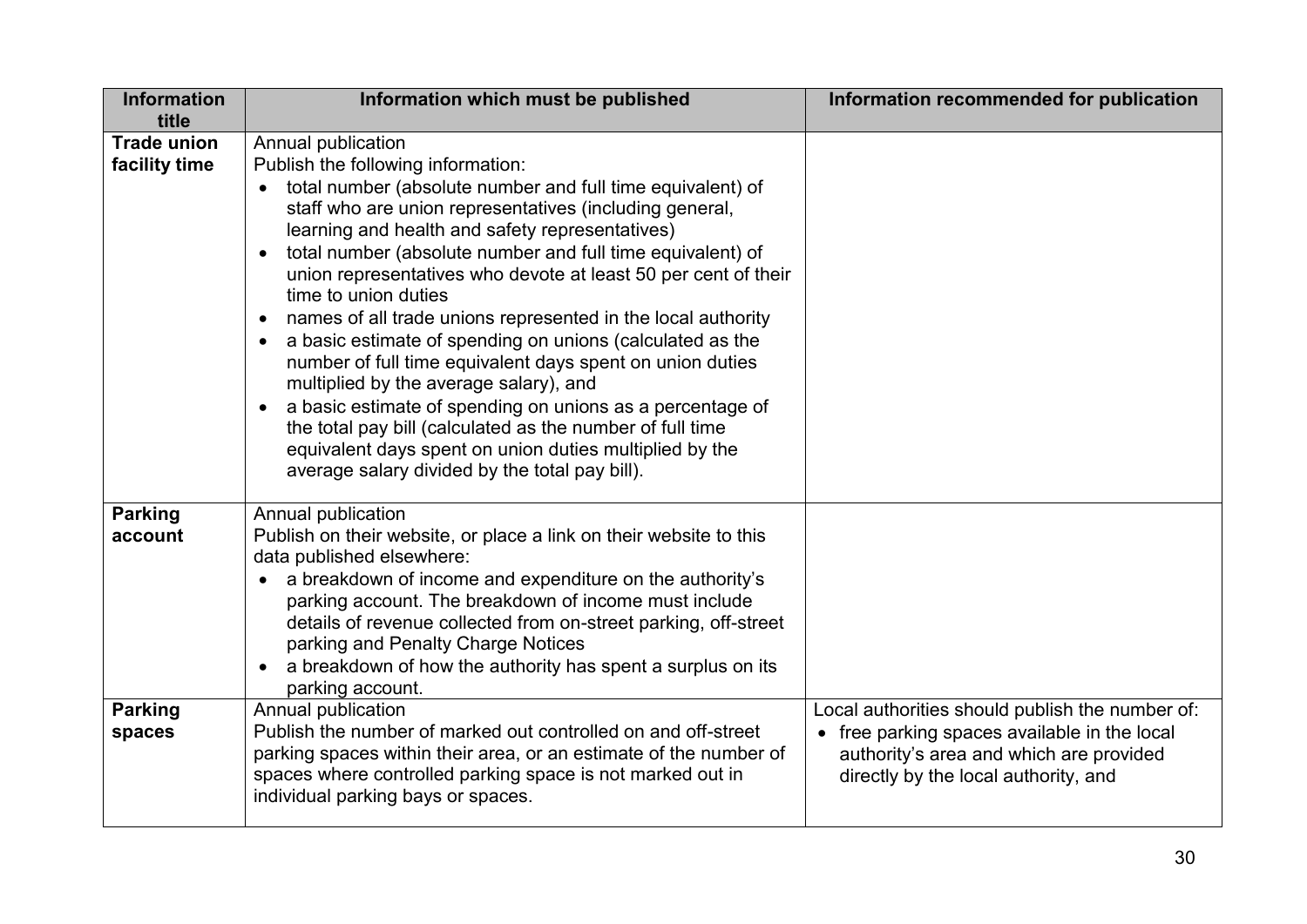| Information title | Information which must be published | Information recommended for publication |
|---|---|---|
| **Trade union facility time** | Annual publication<br>Publish the following information:<br>• total number (absolute number and full time equivalent) of staff who are union representatives (including general, learning and health and safety representatives)<br>• total number (absolute number and full time equivalent) of union representatives who devote at least 50 per cent of their time to union duties<br>• names of all trade unions represented in the local authority<br>• a basic estimate of spending on unions (calculated as the number of full time equivalent days spent on union duties multiplied by the average salary), and<br>• a basic estimate of spending on unions as a percentage of the total pay bill (calculated as the number of full time equivalent days spent on union duties multiplied by the average salary divided by the total pay bill). | |
| **Parking account** | Annual publication<br>Publish on their website, or place a link on their website to this data published elsewhere:<br>• a breakdown of income and expenditure on the authority's parking account. The breakdown of income must include details of revenue collected from on-street parking, off-street parking and Penalty Charge Notices<br>• a breakdown of how the authority has spent a surplus on its parking account. | |
| **Parking spaces** | Annual publication<br>Publish the number of marked out controlled on and off-street parking spaces within their area, or an estimate of the number of spaces where controlled parking space is not marked out in individual parking bays or spaces. | Local authorities should publish the number of:<br>• free parking spaces available in the local authority's area and which are provided directly by the local authority, and |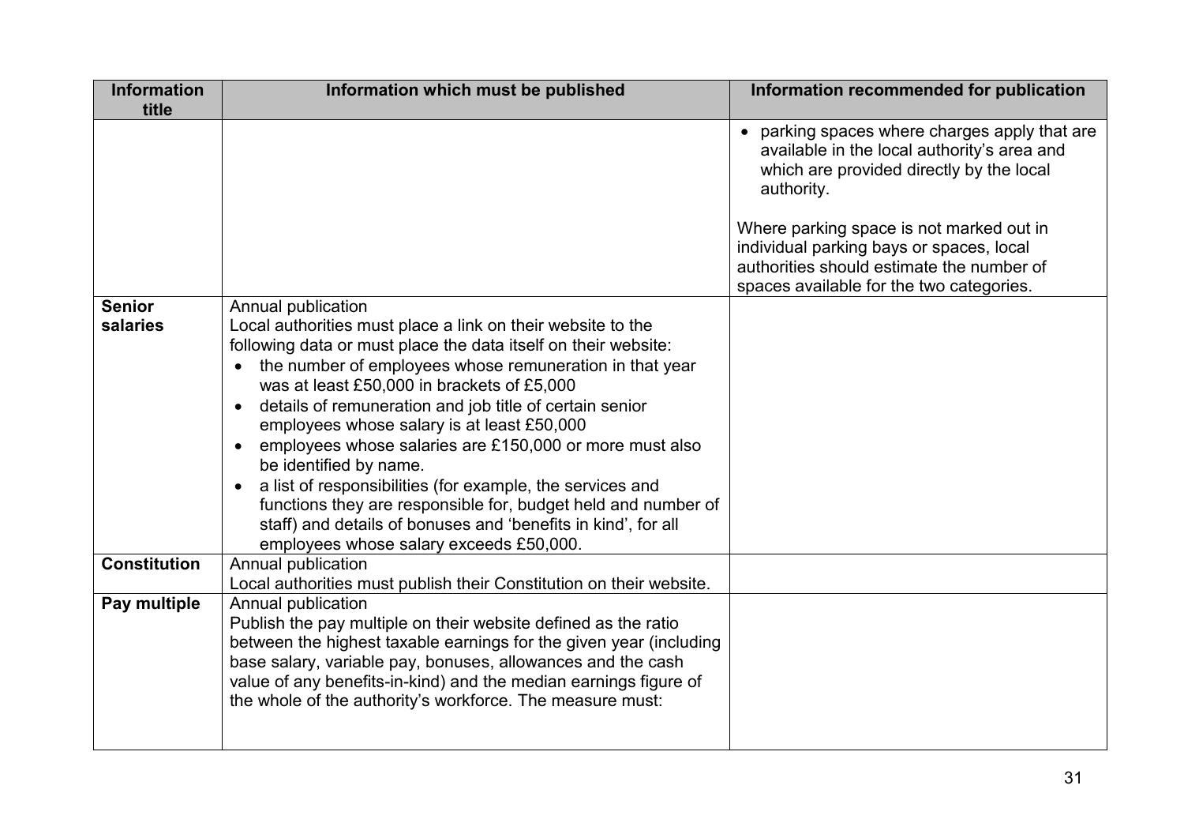| Information title | Information which must be published | Information recommended for publication |
| --- | --- | --- |
| | | • parking spaces where charges apply that are available in the local authority's area and which are provided directly by the local authority.<br><br>Where parking space is not marked out in individual parking bays or spaces, local authorities should estimate the number of spaces available for the two categories. |
| **Senior salaries** | Annual publication<br>Local authorities must place a link on their website to the following data or must place the data itself on their website:<br>• the number of employees whose remuneration in that year was at least £50,000 in brackets of £5,000<br>• details of remuneration and job title of certain senior employees whose salary is at least £50,000<br>• employees whose salaries are £150,000 or more must also be identified by name.<br>• a list of responsibilities (for example, the services and functions they are responsible for, budget held and number of staff) and details of bonuses and 'benefits in kind', for all employees whose salary exceeds £50,000. | |
| **Constitution** | Annual publication<br>Local authorities must publish their Constitution on their website. | |
| **Pay multiple** | Annual publication<br>Publish the pay multiple on their website defined as the ratio between the highest taxable earnings for the given year (including base salary, variable pay, bonuses, allowances and the cash value of any benefits-in-kind) and the median earnings figure of the whole of the authority's workforce. The measure must: | |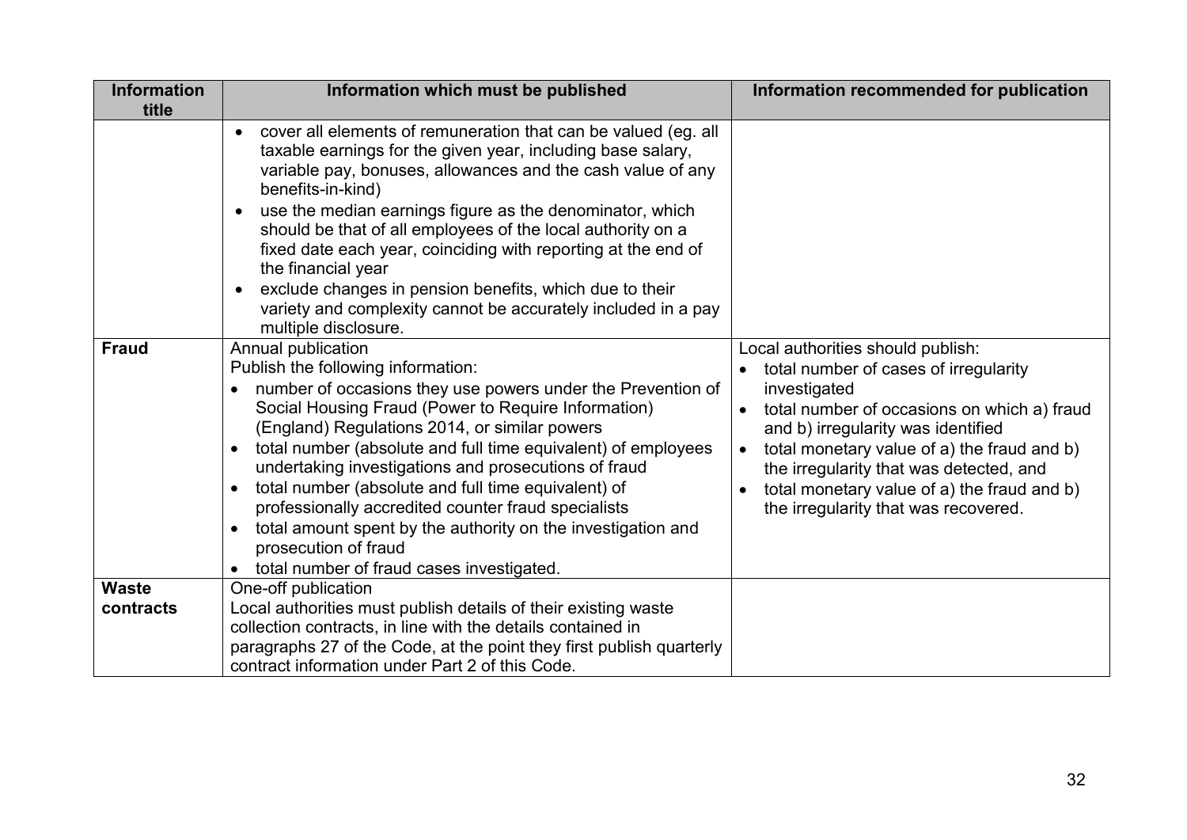| Information title | Information which must be published | Information recommended for publication |
| --- | --- | --- |
| | • cover all elements of remuneration that can be valued (eg. all taxable earnings for the given year, including base salary, variable pay, bonuses, allowances and the cash value of any benefits-in-kind)<br>• use the median earnings figure as the denominator, which should be that of all employees of the local authority on a fixed date each year, coinciding with reporting at the end of the financial year<br>• exclude changes in pension benefits, which due to their variety and complexity cannot be accurately included in a pay multiple disclosure. | |
| **Fraud** | Annual publication<br>Publish the following information:<br>• number of occasions they use powers under the Prevention of Social Housing Fraud (Power to Require Information) (England) Regulations 2014, or similar powers<br>• total number (absolute and full time equivalent) of employees undertaking investigations and prosecutions of fraud<br>• total number (absolute and full time equivalent) of professionally accredited counter fraud specialists<br>• total amount spent by the authority on the investigation and prosecution of fraud<br>• total number of fraud cases investigated. | Local authorities should publish:<br>• total number of cases of irregularity investigated<br>• total number of occasions on which a) fraud and b) irregularity was identified<br>• total monetary value of a) the fraud and b) the irregularity that was detected, and<br>• total monetary value of a) the fraud and b) the irregularity that was recovered. |
| **Waste contracts** | One-off publication<br>Local authorities must publish details of their existing waste collection contracts, in line with the details contained in paragraphs 27 of the Code, at the point they first publish quarterly contract information under Part 2 of this Code. | |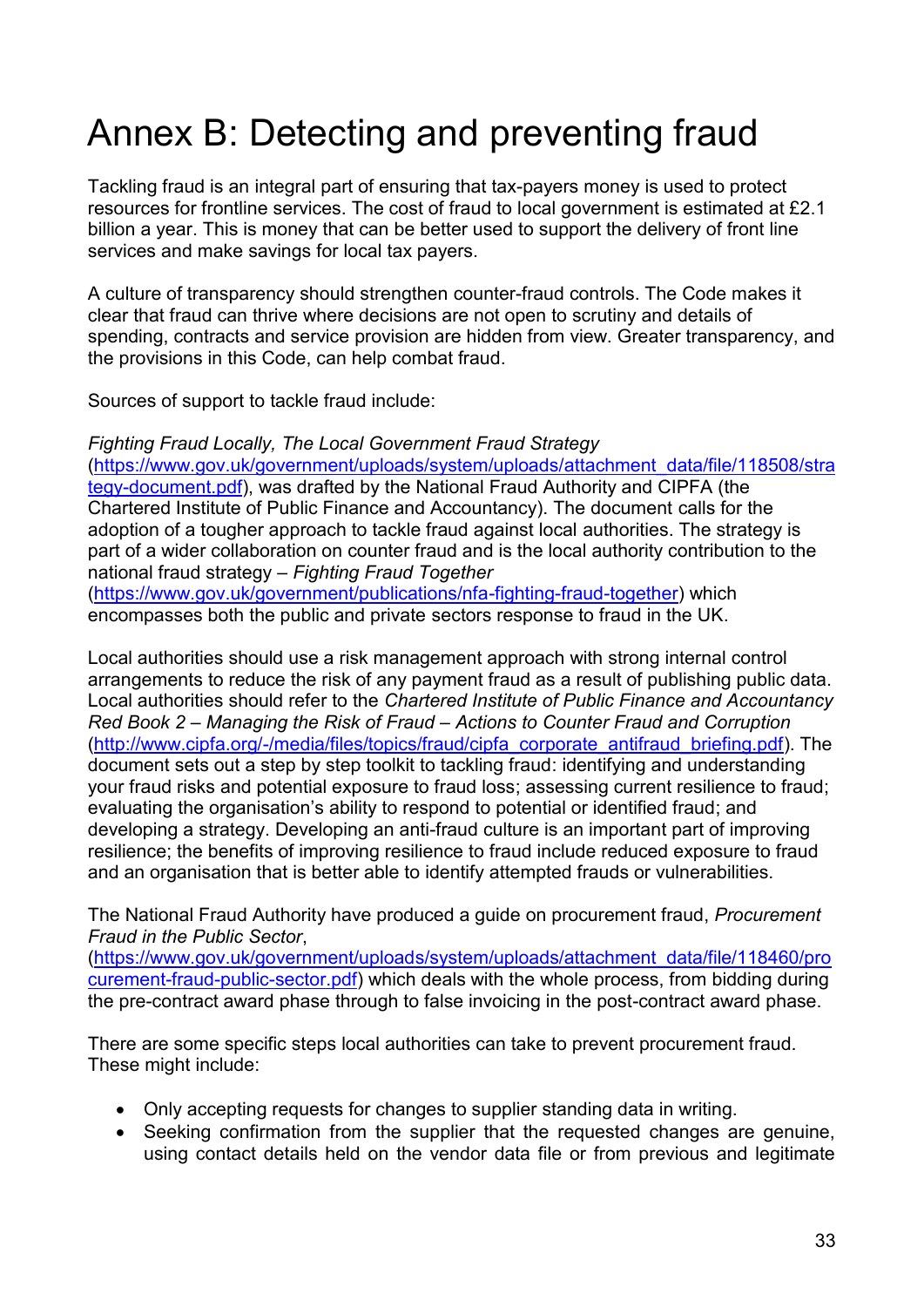# Annex B: Detecting and preventing fraud

Tackling fraud is an integral part of ensuring that tax-payers money is used to protect resources for frontline services. The cost of fraud to local government is estimated at £2.1 billion a year. This is money that can be better used to support the delivery of front line services and make savings for local tax payers.

A culture of transparency should strengthen counter-fraud controls. The Code makes it clear that fraud can thrive where decisions are not open to scrutiny and details of spending, contracts and service provision are hidden from view. Greater transparency, and the provisions in this Code, can help combat fraud.

Sources of support to tackle fraud include:

*Fighting Fraud Locally, The Local Government Fraud Strategy* (https://www.gov.uk/government/uploads/system/uploads/attachment_data/file/118508/strategy-document.pdf), was drafted by the National Fraud Authority and CIPFA (the Chartered Institute of Public Finance and Accountancy). The document calls for the adoption of a tougher approach to tackle fraud against local authorities. The strategy is part of a wider collaboration on counter fraud and is the local authority contribution to the national fraud strategy – *Fighting Fraud Together* (https://www.gov.uk/government/publications/nfa-fighting-fraud-together) which encompasses both the public and private sectors response to fraud in the UK.

Local authorities should use a risk management approach with strong internal control arrangements to reduce the risk of any payment fraud as a result of publishing public data. Local authorities should refer to the *Chartered Institute of Public Finance and Accountancy Red Book 2 – Managing the Risk of Fraud – Actions to Counter Fraud and Corruption* (http://www.cipfa.org/-/media/files/topics/fraud/cipfa_corporate_antifraud_briefing.pdf). The document sets out a step by step toolkit to tackling fraud: identifying and understanding your fraud risks and potential exposure to fraud loss; assessing current resilience to fraud; evaluating the organisation's ability to respond to potential or identified fraud; and developing a strategy. Developing an anti-fraud culture is an important part of improving resilience; the benefits of improving resilience to fraud include reduced exposure to fraud and an organisation that is better able to identify attempted frauds or vulnerabilities.

The National Fraud Authority have produced a guide on procurement fraud, *Procurement Fraud in the Public Sector*, (https://www.gov.uk/government/uploads/system/uploads/attachment_data/file/118460/procurement-fraud-public-sector.pdf) which deals with the whole process, from bidding during the pre-contract award phase through to false invoicing in the post-contract award phase.

There are some specific steps local authorities can take to prevent procurement fraud. These might include:

- Only accepting requests for changes to supplier standing data in writing.
- Seeking confirmation from the supplier that the requested changes are genuine, using contact details held on the vendor data file or from previous and legitimate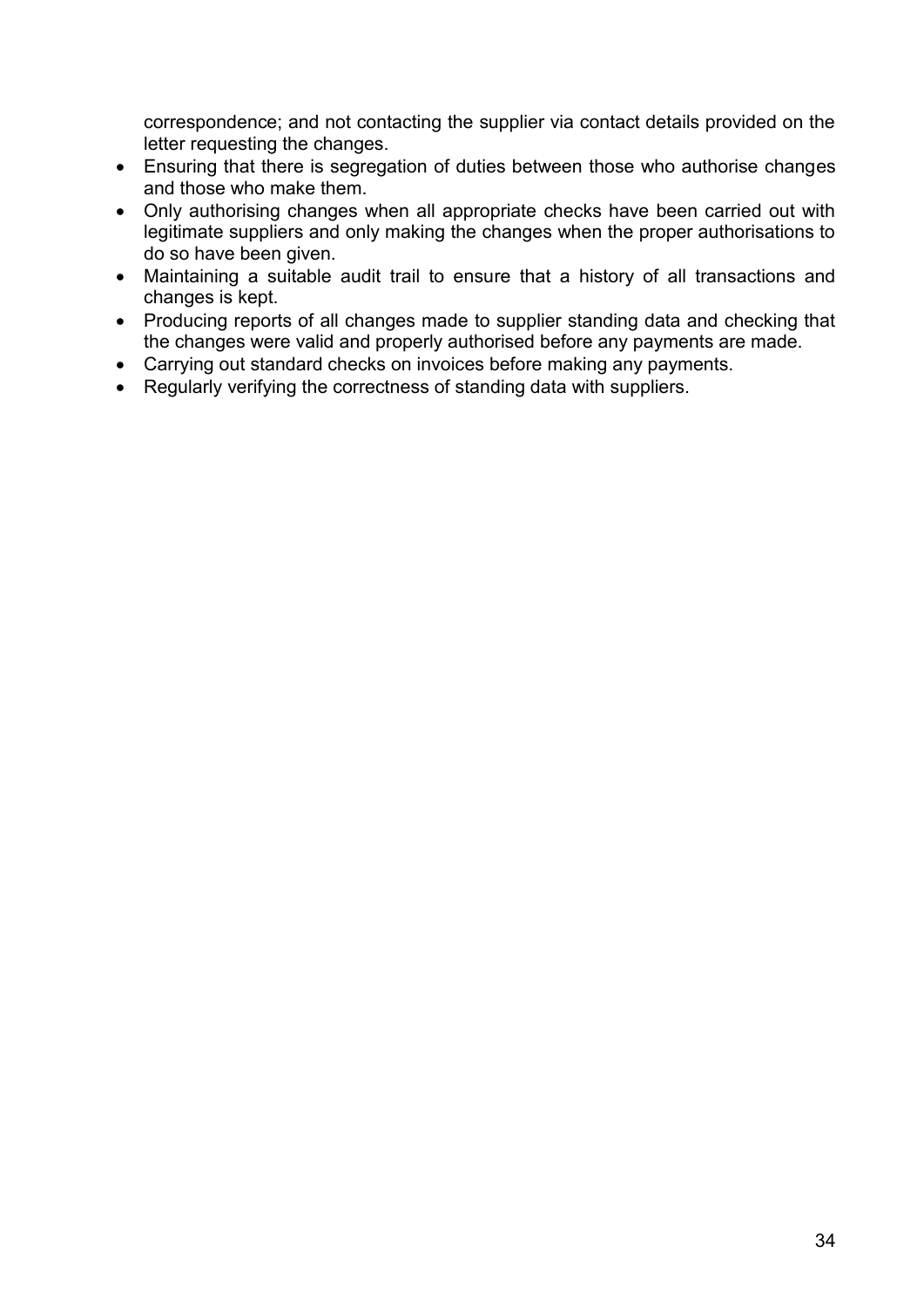correspondence; and not contacting the supplier via contact details provided on the letter requesting the changes.

- Ensuring that there is segregation of duties between those who authorise changes and those who make them.
- Only authorising changes when all appropriate checks have been carried out with legitimate suppliers and only making the changes when the proper authorisations to do so have been given.
- Maintaining a suitable audit trail to ensure that a history of all transactions and changes is kept.
- Producing reports of all changes made to supplier standing data and checking that the changes were valid and properly authorised before any payments are made.
- Carrying out standard checks on invoices before making any payments.
- Regularly verifying the correctness of standing data with suppliers.